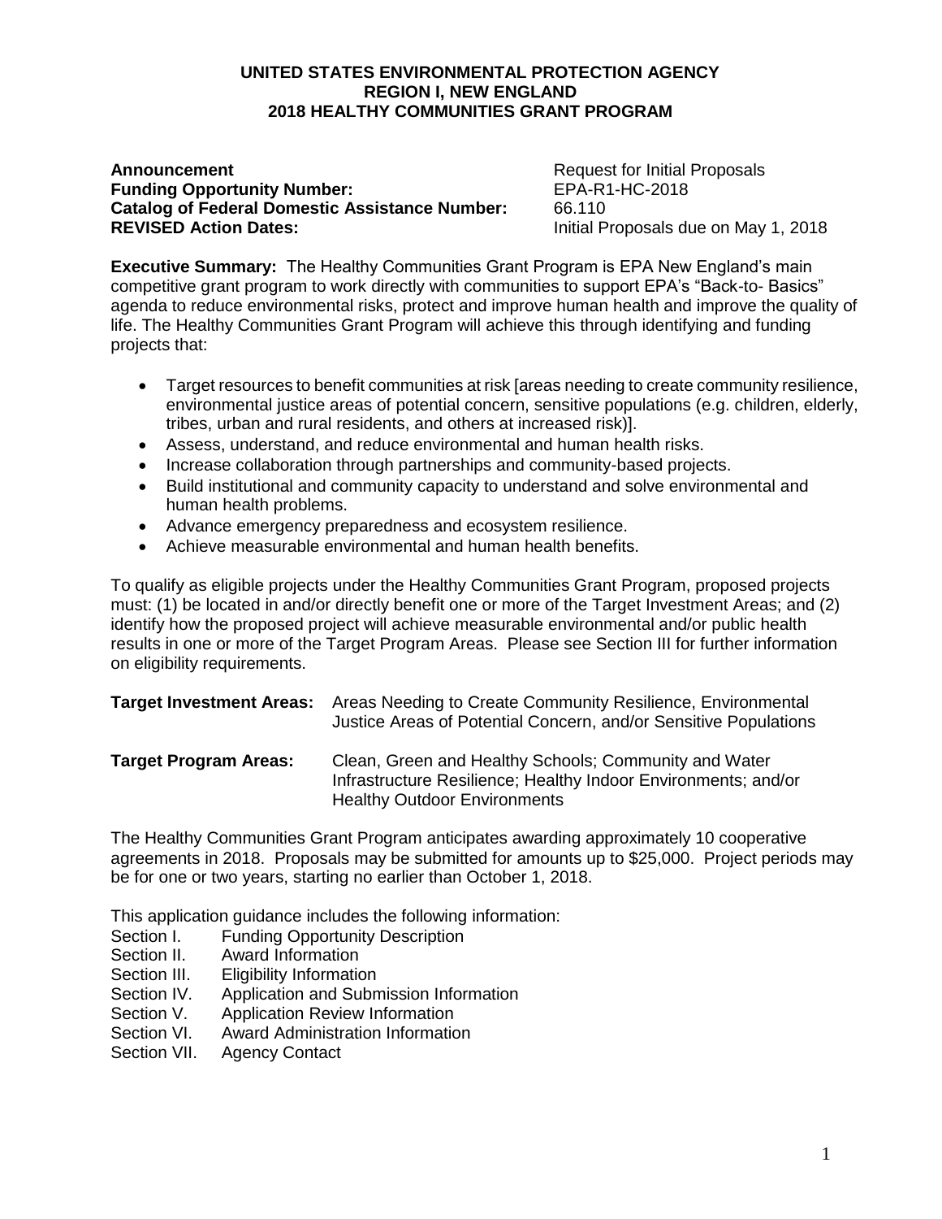**UNITED STATES ENVIRONMENTAL PROTECTION AGENCY**
**REGION I, NEW ENGLAND**
**2018 HEALTHY COMMUNITIES GRANT PROGRAM**

| | |
|---|---|
| **Announcement** | Request for Initial Proposals |
| **Funding Opportunity Number:** | EPA-R1-HC-2018 |
| **Catalog of Federal Domestic Assistance Number:** | 66.110 |
| **REVISED Action Dates:** | Initial Proposals due on May 1, 2018 |

**Executive Summary:** The Healthy Communities Grant Program is EPA New England's main competitive grant program to work directly with communities to support EPA's "Back-to- Basics" agenda to reduce environmental risks, protect and improve human health and improve the quality of life. The Healthy Communities Grant Program will achieve this through identifying and funding projects that:

- Target resources to benefit communities at risk [areas needing to create community resilience, environmental justice areas of potential concern, sensitive populations (e.g. children, elderly, tribes, urban and rural residents, and others at increased risk)].
- Assess, understand, and reduce environmental and human health risks.
- Increase collaboration through partnerships and community-based projects.
- Build institutional and community capacity to understand and solve environmental and human health problems.
- Advance emergency preparedness and ecosystem resilience.
- Achieve measurable environmental and human health benefits.

To qualify as eligible projects under the Healthy Communities Grant Program, proposed projects must: (1) be located in and/or directly benefit one or more of the Target Investment Areas; and (2) identify how the proposed project will achieve measurable environmental and/or public health results in one or more of the Target Program Areas. Please see Section III for further information on eligibility requirements.

| | |
|---|---|
| **Target Investment Areas:** | Areas Needing to Create Community Resilience, Environmental Justice Areas of Potential Concern, and/or Sensitive Populations |
| **Target Program Areas:** | Clean, Green and Healthy Schools; Community and Water Infrastructure Resilience; Healthy Indoor Environments; and/or Healthy Outdoor Environments |

The Healthy Communities Grant Program anticipates awarding approximately 10 cooperative agreements in 2018. Proposals may be submitted for amounts up to $25,000. Project periods may be for one or two years, starting no earlier than October 1, 2018.

This application guidance includes the following information:

Section I. Funding Opportunity Description
Section II. Award Information
Section III. Eligibility Information
Section IV. Application and Submission Information
Section V. Application Review Information
Section VI. Award Administration Information
Section VII. Agency Contact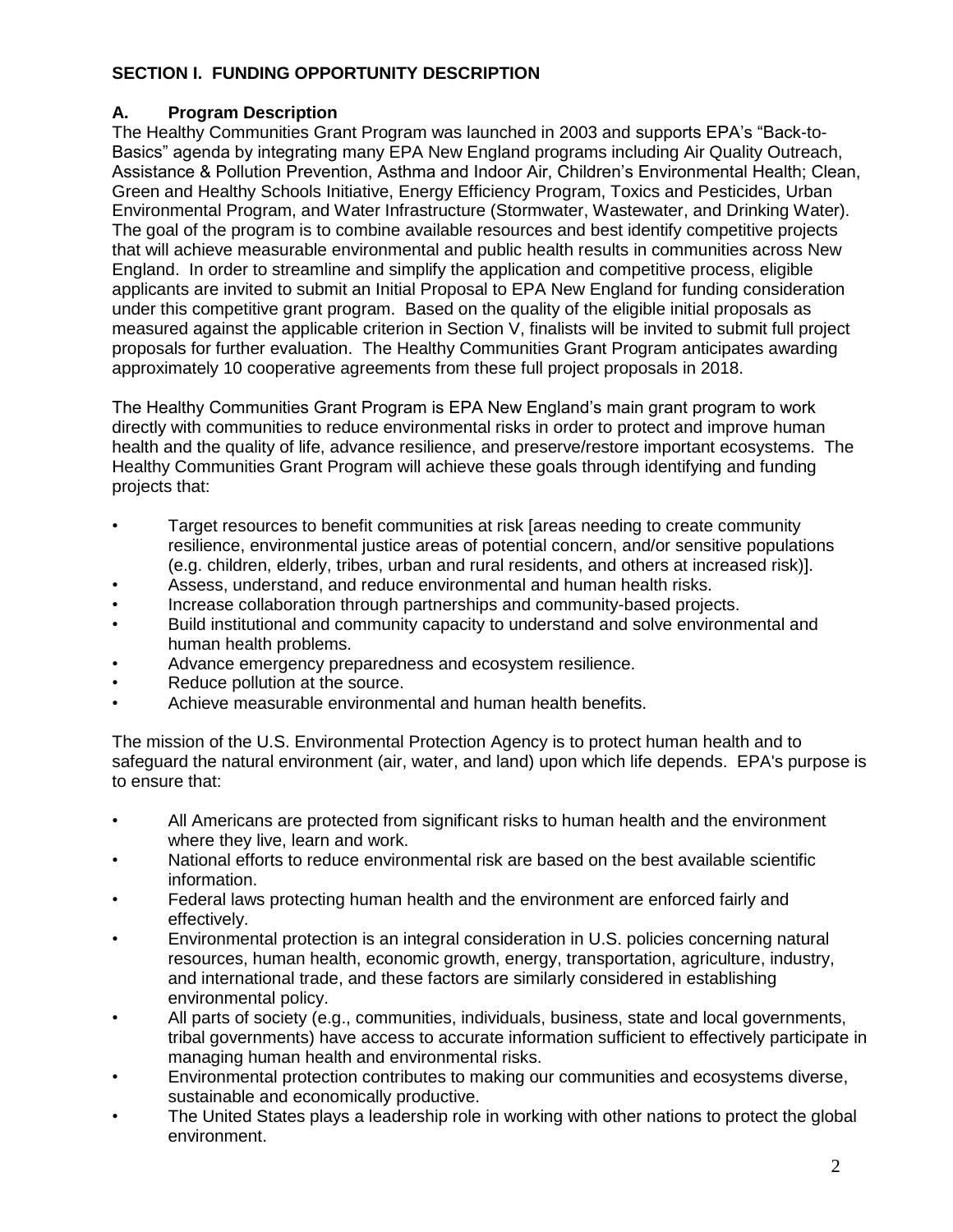## SECTION I. FUNDING OPPORTUNITY DESCRIPTION

### A. Program Description

The Healthy Communities Grant Program was launched in 2003 and supports EPA's "Back-to-Basics" agenda by integrating many EPA New England programs including Air Quality Outreach, Assistance & Pollution Prevention, Asthma and Indoor Air, Children's Environmental Health; Clean, Green and Healthy Schools Initiative, Energy Efficiency Program, Toxics and Pesticides, Urban Environmental Program, and Water Infrastructure (Stormwater, Wastewater, and Drinking Water). The goal of the program is to combine available resources and best identify competitive projects that will achieve measurable environmental and public health results in communities across New England. In order to streamline and simplify the application and competitive process, eligible applicants are invited to submit an Initial Proposal to EPA New England for funding consideration under this competitive grant program. Based on the quality of the eligible initial proposals as measured against the applicable criterion in Section V, finalists will be invited to submit full project proposals for further evaluation. The Healthy Communities Grant Program anticipates awarding approximately 10 cooperative agreements from these full project proposals in 2018.

The Healthy Communities Grant Program is EPA New England's main grant program to work directly with communities to reduce environmental risks in order to protect and improve human health and the quality of life, advance resilience, and preserve/restore important ecosystems. The Healthy Communities Grant Program will achieve these goals through identifying and funding projects that:

- Target resources to benefit communities at risk [areas needing to create community resilience, environmental justice areas of potential concern, and/or sensitive populations (e.g. children, elderly, tribes, urban and rural residents, and others at increased risk)].
- Assess, understand, and reduce environmental and human health risks.
- Increase collaboration through partnerships and community-based projects.
- Build institutional and community capacity to understand and solve environmental and human health problems.
- Advance emergency preparedness and ecosystem resilience.
- Reduce pollution at the source.
- Achieve measurable environmental and human health benefits.

The mission of the U.S. Environmental Protection Agency is to protect human health and to safeguard the natural environment (air, water, and land) upon which life depends. EPA's purpose is to ensure that:

- All Americans are protected from significant risks to human health and the environment where they live, learn and work.
- National efforts to reduce environmental risk are based on the best available scientific information.
- Federal laws protecting human health and the environment are enforced fairly and effectively.
- Environmental protection is an integral consideration in U.S. policies concerning natural resources, human health, economic growth, energy, transportation, agriculture, industry, and international trade, and these factors are similarly considered in establishing environmental policy.
- All parts of society (e.g., communities, individuals, business, state and local governments, tribal governments) have access to accurate information sufficient to effectively participate in managing human health and environmental risks.
- Environmental protection contributes to making our communities and ecosystems diverse, sustainable and economically productive.
- The United States plays a leadership role in working with other nations to protect the global environment.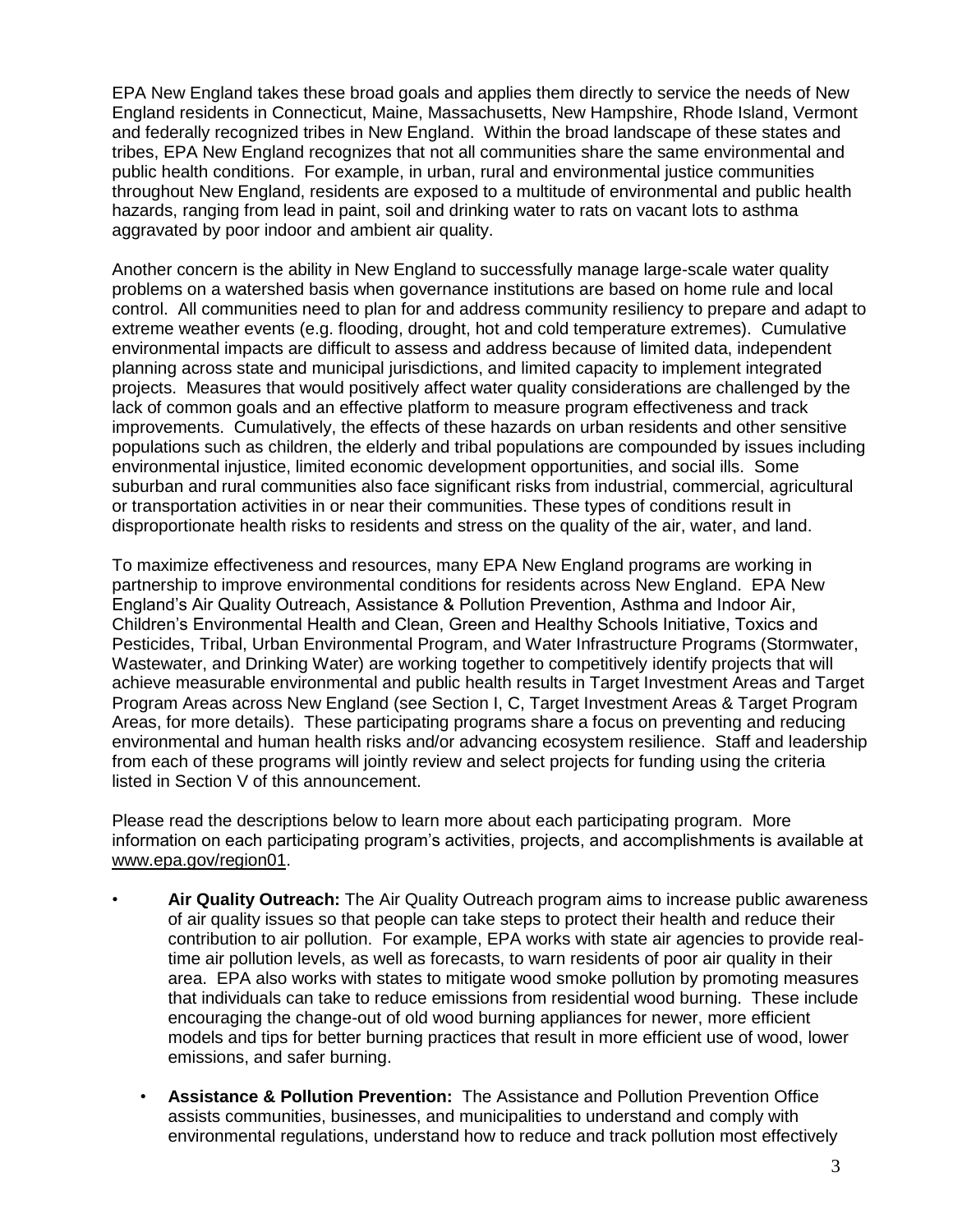EPA New England takes these broad goals and applies them directly to service the needs of New England residents in Connecticut, Maine, Massachusetts, New Hampshire, Rhode Island, Vermont and federally recognized tribes in New England. Within the broad landscape of these states and tribes, EPA New England recognizes that not all communities share the same environmental and public health conditions. For example, in urban, rural and environmental justice communities throughout New England, residents are exposed to a multitude of environmental and public health hazards, ranging from lead in paint, soil and drinking water to rats on vacant lots to asthma aggravated by poor indoor and ambient air quality.

Another concern is the ability in New England to successfully manage large-scale water quality problems on a watershed basis when governance institutions are based on home rule and local control. All communities need to plan for and address community resiliency to prepare and adapt to extreme weather events (e.g. flooding, drought, hot and cold temperature extremes). Cumulative environmental impacts are difficult to assess and address because of limited data, independent planning across state and municipal jurisdictions, and limited capacity to implement integrated projects. Measures that would positively affect water quality considerations are challenged by the lack of common goals and an effective platform to measure program effectiveness and track improvements. Cumulatively, the effects of these hazards on urban residents and other sensitive populations such as children, the elderly and tribal populations are compounded by issues including environmental injustice, limited economic development opportunities, and social ills. Some suburban and rural communities also face significant risks from industrial, commercial, agricultural or transportation activities in or near their communities. These types of conditions result in disproportionate health risks to residents and stress on the quality of the air, water, and land.

To maximize effectiveness and resources, many EPA New England programs are working in partnership to improve environmental conditions for residents across New England. EPA New England's Air Quality Outreach, Assistance & Pollution Prevention, Asthma and Indoor Air, Children's Environmental Health and Clean, Green and Healthy Schools Initiative, Toxics and Pesticides, Tribal, Urban Environmental Program, and Water Infrastructure Programs (Stormwater, Wastewater, and Drinking Water) are working together to competitively identify projects that will achieve measurable environmental and public health results in Target Investment Areas and Target Program Areas across New England (see Section I, C, Target Investment Areas & Target Program Areas, for more details). These participating programs share a focus on preventing and reducing environmental and human health risks and/or advancing ecosystem resilience. Staff and leadership from each of these programs will jointly review and select projects for funding using the criteria listed in Section V of this announcement.

Please read the descriptions below to learn more about each participating program. More information on each participating program's activities, projects, and accomplishments is available at www.epa.gov/region01.

- **Air Quality Outreach:** The Air Quality Outreach program aims to increase public awareness of air quality issues so that people can take steps to protect their health and reduce their contribution to air pollution. For example, EPA works with state air agencies to provide real-time air pollution levels, as well as forecasts, to warn residents of poor air quality in their area. EPA also works with states to mitigate wood smoke pollution by promoting measures that individuals can take to reduce emissions from residential wood burning. These include encouraging the change-out of old wood burning appliances for newer, more efficient models and tips for better burning practices that result in more efficient use of wood, lower emissions, and safer burning.
- **Assistance & Pollution Prevention:** The Assistance and Pollution Prevention Office assists communities, businesses, and municipalities to understand and comply with environmental regulations, understand how to reduce and track pollution most effectively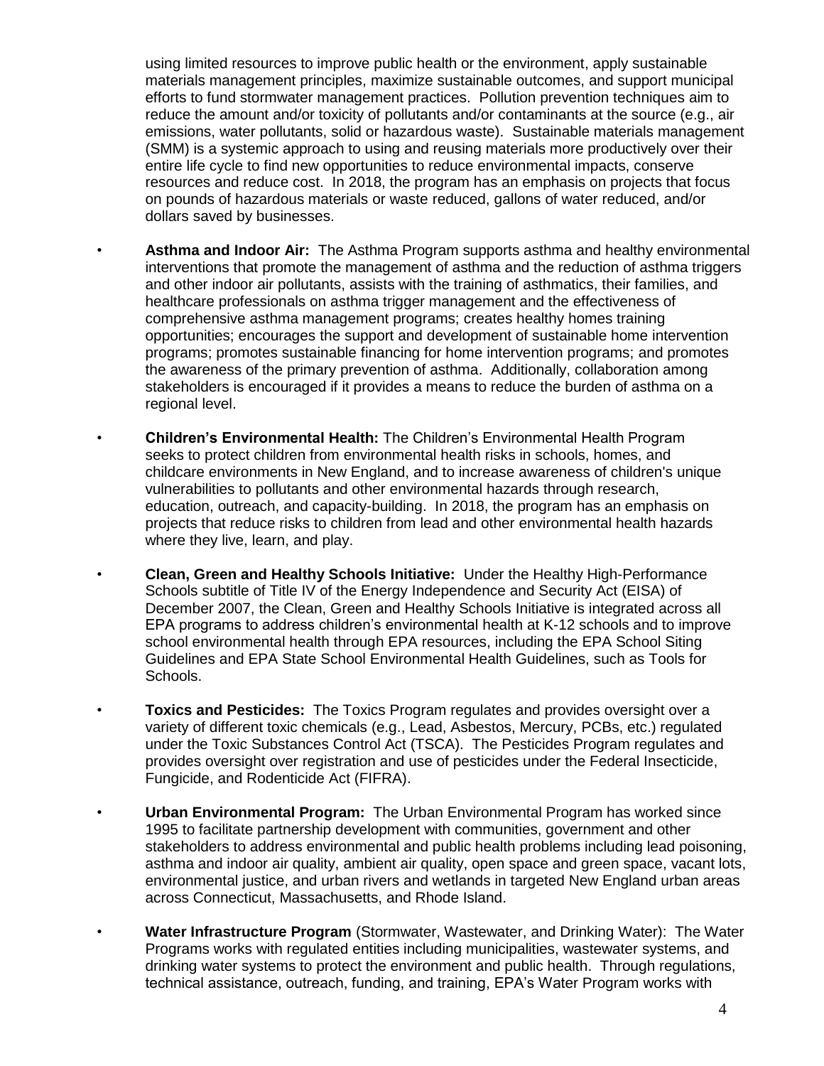using limited resources to improve public health or the environment, apply sustainable materials management principles, maximize sustainable outcomes, and support municipal efforts to fund stormwater management practices. Pollution prevention techniques aim to reduce the amount and/or toxicity of pollutants and/or contaminants at the source (e.g., air emissions, water pollutants, solid or hazardous waste). Sustainable materials management (SMM) is a systemic approach to using and reusing materials more productively over their entire life cycle to find new opportunities to reduce environmental impacts, conserve resources and reduce cost. In 2018, the program has an emphasis on projects that focus on pounds of hazardous materials or waste reduced, gallons of water reduced, and/or dollars saved by businesses.

- **Asthma and Indoor Air:** The Asthma Program supports asthma and healthy environmental interventions that promote the management of asthma and the reduction of asthma triggers and other indoor air pollutants, assists with the training of asthmatics, their families, and healthcare professionals on asthma trigger management and the effectiveness of comprehensive asthma management programs; creates healthy homes training opportunities; encourages the support and development of sustainable home intervention programs; promotes sustainable financing for home intervention programs; and promotes the awareness of the primary prevention of asthma. Additionally, collaboration among stakeholders is encouraged if it provides a means to reduce the burden of asthma on a regional level.

- **Children's Environmental Health:** The Children's Environmental Health Program seeks to protect children from environmental health risks in schools, homes, and childcare environments in New England, and to increase awareness of children's unique vulnerabilities to pollutants and other environmental hazards through research, education, outreach, and capacity-building. In 2018, the program has an emphasis on projects that reduce risks to children from lead and other environmental health hazards where they live, learn, and play.

- **Clean, Green and Healthy Schools Initiative:** Under the Healthy High-Performance Schools subtitle of Title IV of the Energy Independence and Security Act (EISA) of December 2007, the Clean, Green and Healthy Schools Initiative is integrated across all EPA programs to address children's environmental health at K-12 schools and to improve school environmental health through EPA resources, including the EPA School Siting Guidelines and EPA State School Environmental Health Guidelines, such as Tools for Schools.

- **Toxics and Pesticides:** The Toxics Program regulates and provides oversight over a variety of different toxic chemicals (e.g., Lead, Asbestos, Mercury, PCBs, etc.) regulated under the Toxic Substances Control Act (TSCA). The Pesticides Program regulates and provides oversight over registration and use of pesticides under the Federal Insecticide, Fungicide, and Rodenticide Act (FIFRA).

- **Urban Environmental Program:** The Urban Environmental Program has worked since 1995 to facilitate partnership development with communities, government and other stakeholders to address environmental and public health problems including lead poisoning, asthma and indoor air quality, ambient air quality, open space and green space, vacant lots, environmental justice, and urban rivers and wetlands in targeted New England urban areas across Connecticut, Massachusetts, and Rhode Island.

- **Water Infrastructure Program** (Stormwater, Wastewater, and Drinking Water): The Water Programs works with regulated entities including municipalities, wastewater systems, and drinking water systems to protect the environment and public health. Through regulations, technical assistance, outreach, funding, and training, EPA's Water Program works with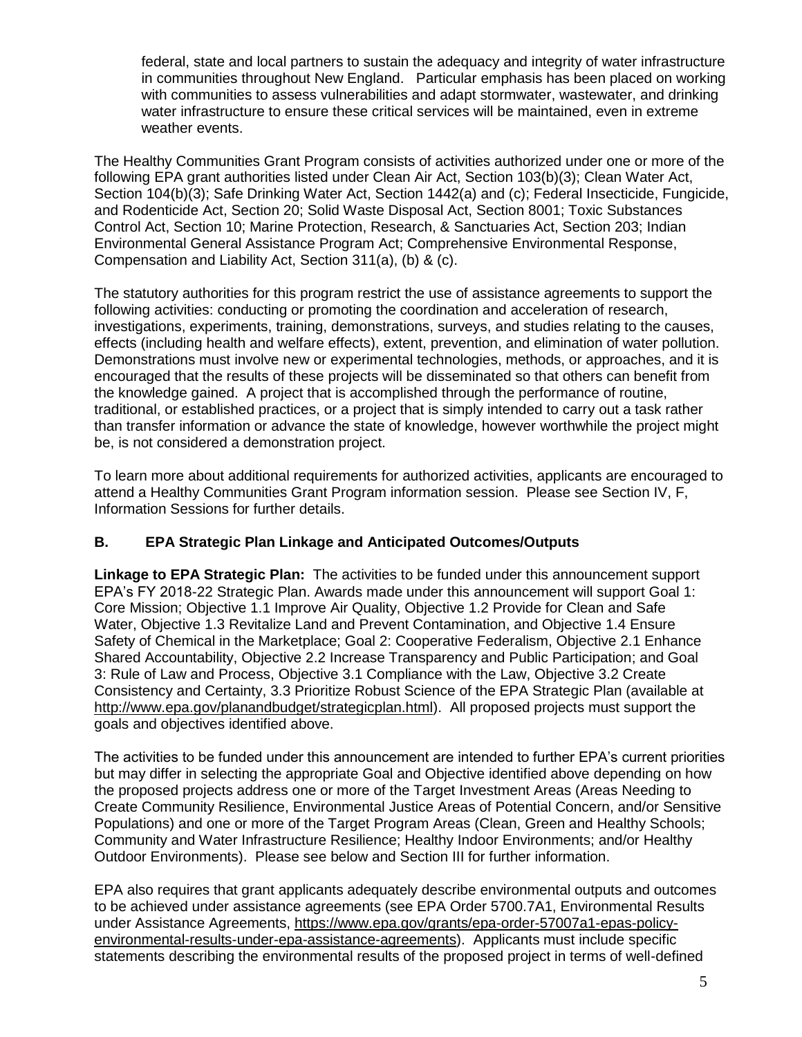federal, state and local partners to sustain the adequacy and integrity of water infrastructure in communities throughout New England. Particular emphasis has been placed on working with communities to assess vulnerabilities and adapt stormwater, wastewater, and drinking water infrastructure to ensure these critical services will be maintained, even in extreme weather events.

The Healthy Communities Grant Program consists of activities authorized under one or more of the following EPA grant authorities listed under Clean Air Act, Section 103(b)(3); Clean Water Act, Section 104(b)(3); Safe Drinking Water Act, Section 1442(a) and (c); Federal Insecticide, Fungicide, and Rodenticide Act, Section 20; Solid Waste Disposal Act, Section 8001; Toxic Substances Control Act, Section 10; Marine Protection, Research, & Sanctuaries Act, Section 203; Indian Environmental General Assistance Program Act; Comprehensive Environmental Response, Compensation and Liability Act, Section 311(a), (b) & (c).

The statutory authorities for this program restrict the use of assistance agreements to support the following activities: conducting or promoting the coordination and acceleration of research, investigations, experiments, training, demonstrations, surveys, and studies relating to the causes, effects (including health and welfare effects), extent, prevention, and elimination of water pollution. Demonstrations must involve new or experimental technologies, methods, or approaches, and it is encouraged that the results of these projects will be disseminated so that others can benefit from the knowledge gained. A project that is accomplished through the performance of routine, traditional, or established practices, or a project that is simply intended to carry out a task rather than transfer information or advance the state of knowledge, however worthwhile the project might be, is not considered a demonstration project.

To learn more about additional requirements for authorized activities, applicants are encouraged to attend a Healthy Communities Grant Program information session. Please see Section IV, F, Information Sessions for further details.

### B. EPA Strategic Plan Linkage and Anticipated Outcomes/Outputs

**Linkage to EPA Strategic Plan:** The activities to be funded under this announcement support EPA's FY 2018-22 Strategic Plan. Awards made under this announcement will support Goal 1: Core Mission; Objective 1.1 Improve Air Quality, Objective 1.2 Provide for Clean and Safe Water, Objective 1.3 Revitalize Land and Prevent Contamination, and Objective 1.4 Ensure Safety of Chemical in the Marketplace; Goal 2: Cooperative Federalism, Objective 2.1 Enhance Shared Accountability, Objective 2.2 Increase Transparency and Public Participation; and Goal 3: Rule of Law and Process, Objective 3.1 Compliance with the Law, Objective 3.2 Create Consistency and Certainty, 3.3 Prioritize Robust Science of the EPA Strategic Plan (available at http://www.epa.gov/planandbudget/strategicplan.html). All proposed projects must support the goals and objectives identified above.

The activities to be funded under this announcement are intended to further EPA's current priorities but may differ in selecting the appropriate Goal and Objective identified above depending on how the proposed projects address one or more of the Target Investment Areas (Areas Needing to Create Community Resilience, Environmental Justice Areas of Potential Concern, and/or Sensitive Populations) and one or more of the Target Program Areas (Clean, Green and Healthy Schools; Community and Water Infrastructure Resilience; Healthy Indoor Environments; and/or Healthy Outdoor Environments). Please see below and Section III for further information.

EPA also requires that grant applicants adequately describe environmental outputs and outcomes to be achieved under assistance agreements (see EPA Order 5700.7A1, Environmental Results under Assistance Agreements, https://www.epa.gov/grants/epa-order-57007a1-epas-policy-environmental-results-under-epa-assistance-agreements). Applicants must include specific statements describing the environmental results of the proposed project in terms of well-defined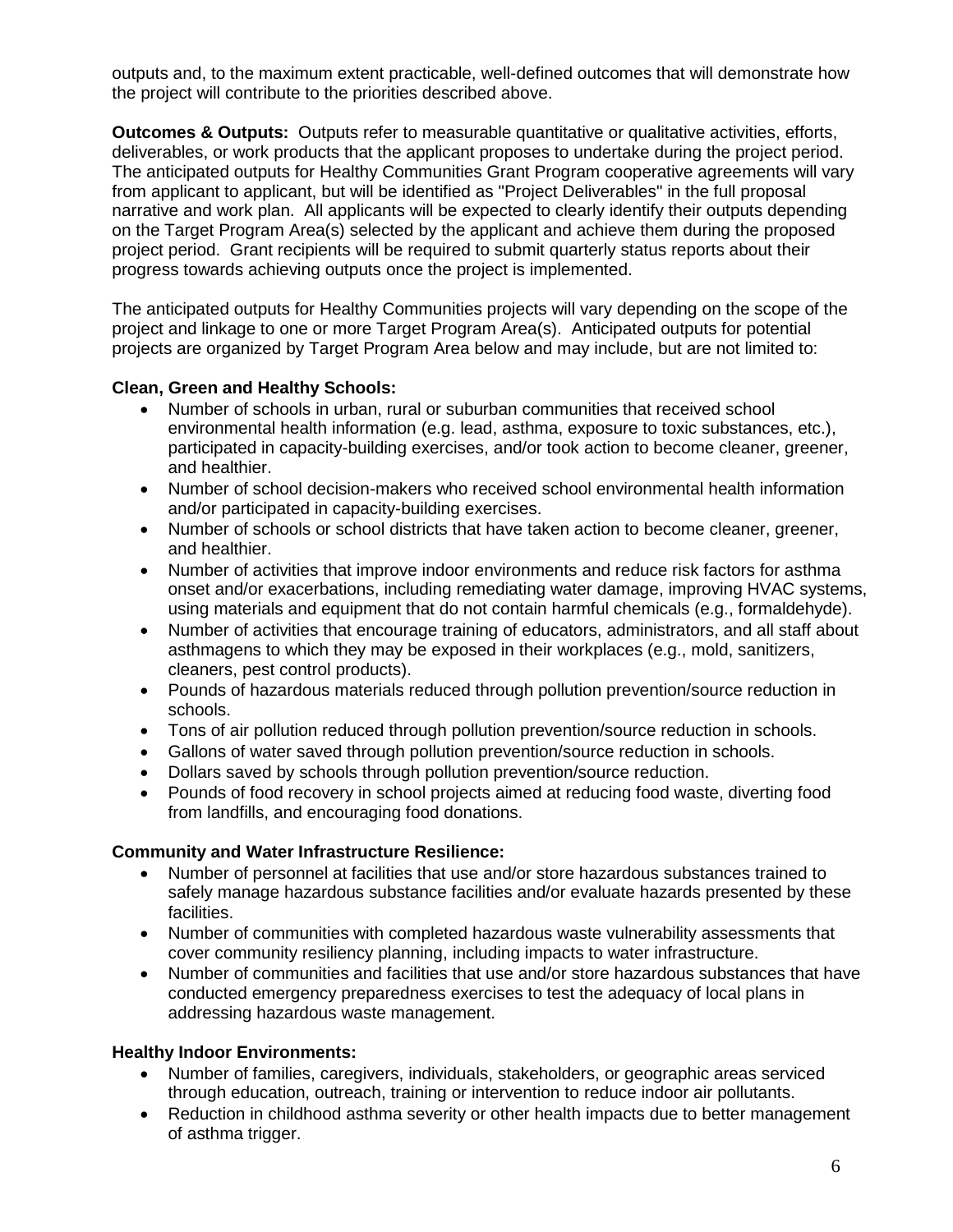outputs and, to the maximum extent practicable, well-defined outcomes that will demonstrate how the project will contribute to the priorities described above.

**Outcomes & Outputs:** Outputs refer to measurable quantitative or qualitative activities, efforts, deliverables, or work products that the applicant proposes to undertake during the project period. The anticipated outputs for Healthy Communities Grant Program cooperative agreements will vary from applicant to applicant, but will be identified as "Project Deliverables" in the full proposal narrative and work plan. All applicants will be expected to clearly identify their outputs depending on the Target Program Area(s) selected by the applicant and achieve them during the proposed project period. Grant recipients will be required to submit quarterly status reports about their progress towards achieving outputs once the project is implemented.

The anticipated outputs for Healthy Communities projects will vary depending on the scope of the project and linkage to one or more Target Program Area(s). Anticipated outputs for potential projects are organized by Target Program Area below and may include, but are not limited to:

**Clean, Green and Healthy Schools:**

- Number of schools in urban, rural or suburban communities that received school environmental health information (e.g. lead, asthma, exposure to toxic substances, etc.), participated in capacity-building exercises, and/or took action to become cleaner, greener, and healthier.
- Number of school decision-makers who received school environmental health information and/or participated in capacity-building exercises.
- Number of schools or school districts that have taken action to become cleaner, greener, and healthier.
- Number of activities that improve indoor environments and reduce risk factors for asthma onset and/or exacerbations, including remediating water damage, improving HVAC systems, using materials and equipment that do not contain harmful chemicals (e.g., formaldehyde).
- Number of activities that encourage training of educators, administrators, and all staff about asthmagens to which they may be exposed in their workplaces (e.g., mold, sanitizers, cleaners, pest control products).
- Pounds of hazardous materials reduced through pollution prevention/source reduction in schools.
- Tons of air pollution reduced through pollution prevention/source reduction in schools.
- Gallons of water saved through pollution prevention/source reduction in schools.
- Dollars saved by schools through pollution prevention/source reduction.
- Pounds of food recovery in school projects aimed at reducing food waste, diverting food from landfills, and encouraging food donations.

**Community and Water Infrastructure Resilience:**

- Number of personnel at facilities that use and/or store hazardous substances trained to safely manage hazardous substance facilities and/or evaluate hazards presented by these facilities.
- Number of communities with completed hazardous waste vulnerability assessments that cover community resiliency planning, including impacts to water infrastructure.
- Number of communities and facilities that use and/or store hazardous substances that have conducted emergency preparedness exercises to test the adequacy of local plans in addressing hazardous waste management.

**Healthy Indoor Environments:**

- Number of families, caregivers, individuals, stakeholders, or geographic areas serviced through education, outreach, training or intervention to reduce indoor air pollutants.
- Reduction in childhood asthma severity or other health impacts due to better management of asthma trigger.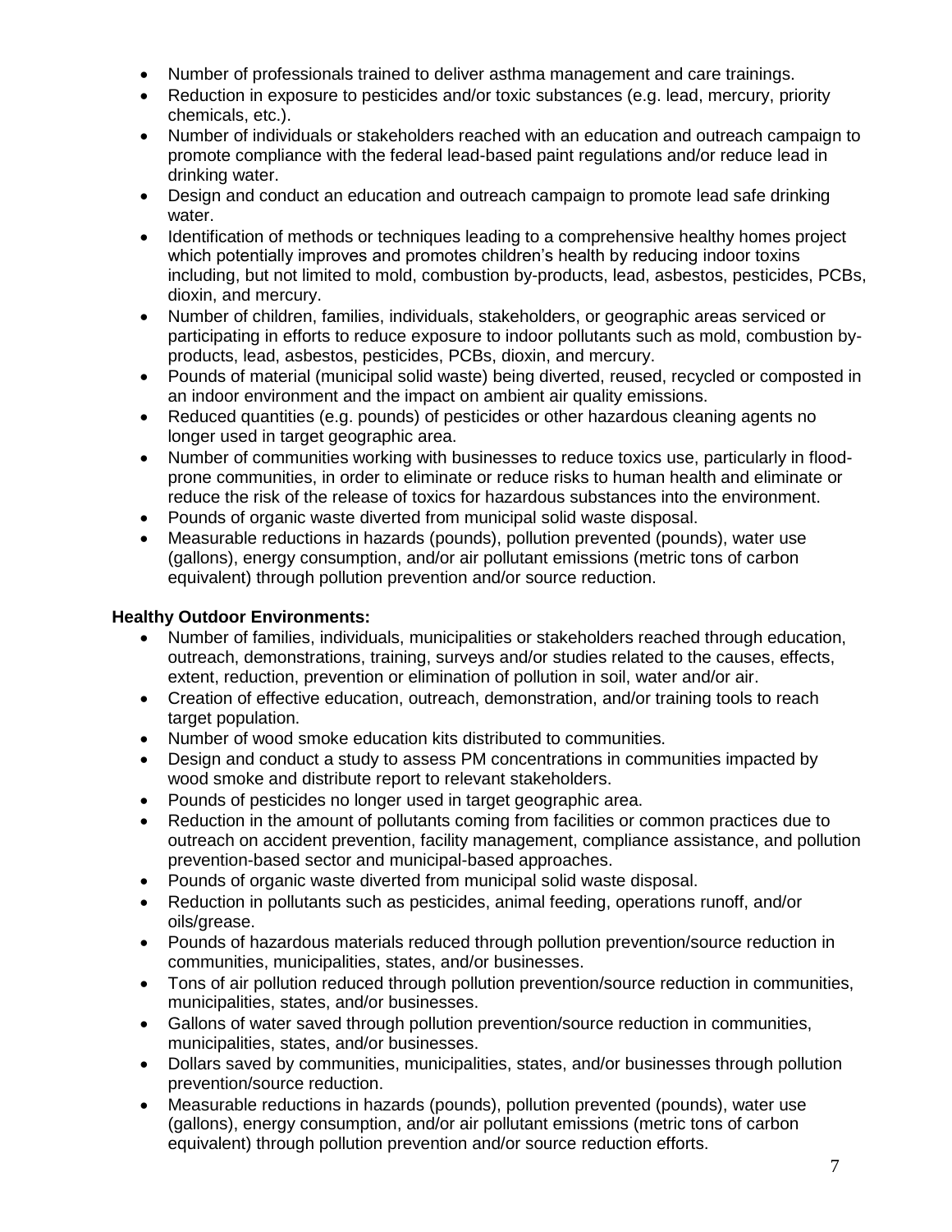- Number of professionals trained to deliver asthma management and care trainings.
- Reduction in exposure to pesticides and/or toxic substances (e.g. lead, mercury, priority chemicals, etc.).
- Number of individuals or stakeholders reached with an education and outreach campaign to promote compliance with the federal lead-based paint regulations and/or reduce lead in drinking water.
- Design and conduct an education and outreach campaign to promote lead safe drinking water.
- Identification of methods or techniques leading to a comprehensive healthy homes project which potentially improves and promotes children's health by reducing indoor toxins including, but not limited to mold, combustion by-products, lead, asbestos, pesticides, PCBs, dioxin, and mercury.
- Number of children, families, individuals, stakeholders, or geographic areas serviced or participating in efforts to reduce exposure to indoor pollutants such as mold, combustion by-products, lead, asbestos, pesticides, PCBs, dioxin, and mercury.
- Pounds of material (municipal solid waste) being diverted, reused, recycled or composted in an indoor environment and the impact on ambient air quality emissions.
- Reduced quantities (e.g. pounds) of pesticides or other hazardous cleaning agents no longer used in target geographic area.
- Number of communities working with businesses to reduce toxics use, particularly in flood-prone communities, in order to eliminate or reduce risks to human health and eliminate or reduce the risk of the release of toxics for hazardous substances into the environment.
- Pounds of organic waste diverted from municipal solid waste disposal.
- Measurable reductions in hazards (pounds), pollution prevented (pounds), water use (gallons), energy consumption, and/or air pollutant emissions (metric tons of carbon equivalent) through pollution prevention and/or source reduction.

**Healthy Outdoor Environments:**

- Number of families, individuals, municipalities or stakeholders reached through education, outreach, demonstrations, training, surveys and/or studies related to the causes, effects, extent, reduction, prevention or elimination of pollution in soil, water and/or air.
- Creation of effective education, outreach, demonstration, and/or training tools to reach target population.
- Number of wood smoke education kits distributed to communities.
- Design and conduct a study to assess PM concentrations in communities impacted by wood smoke and distribute report to relevant stakeholders.
- Pounds of pesticides no longer used in target geographic area.
- Reduction in the amount of pollutants coming from facilities or common practices due to outreach on accident prevention, facility management, compliance assistance, and pollution prevention-based sector and municipal-based approaches.
- Pounds of organic waste diverted from municipal solid waste disposal.
- Reduction in pollutants such as pesticides, animal feeding, operations runoff, and/or oils/grease.
- Pounds of hazardous materials reduced through pollution prevention/source reduction in communities, municipalities, states, and/or businesses.
- Tons of air pollution reduced through pollution prevention/source reduction in communities, municipalities, states, and/or businesses.
- Gallons of water saved through pollution prevention/source reduction in communities, municipalities, states, and/or businesses.
- Dollars saved by communities, municipalities, states, and/or businesses through pollution prevention/source reduction.
- Measurable reductions in hazards (pounds), pollution prevented (pounds), water use (gallons), energy consumption, and/or air pollutant emissions (metric tons of carbon equivalent) through pollution prevention and/or source reduction efforts.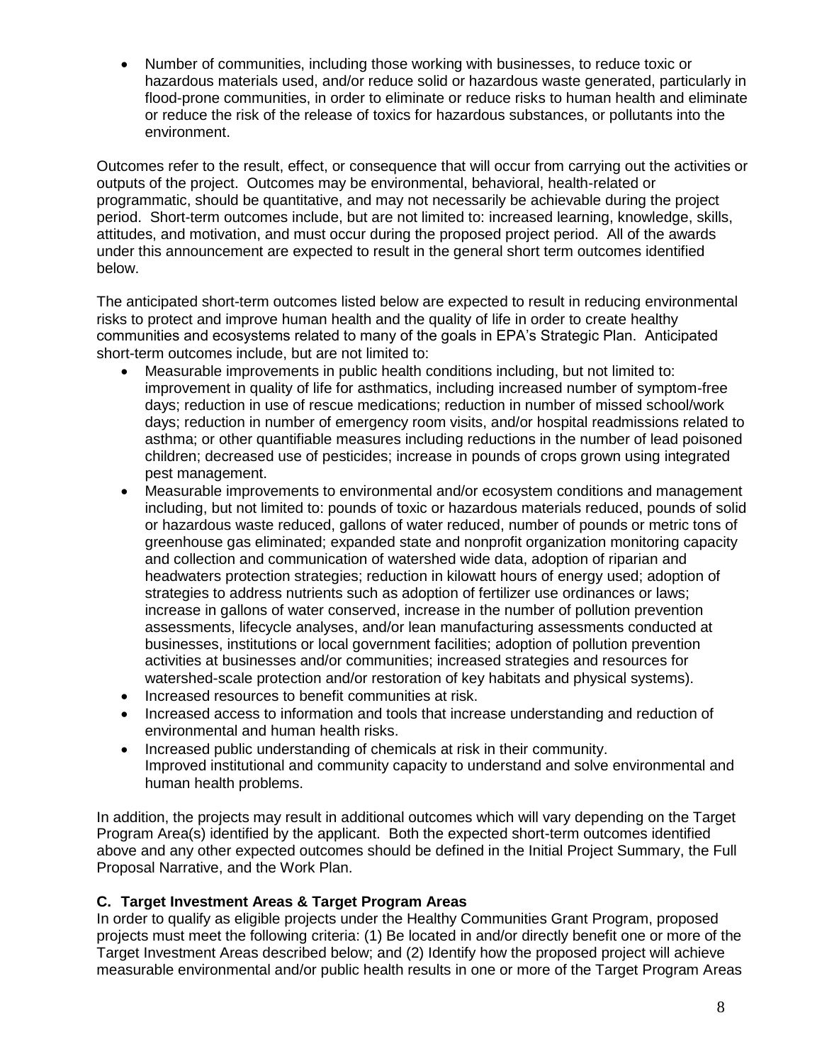- Number of communities, including those working with businesses, to reduce toxic or hazardous materials used, and/or reduce solid or hazardous waste generated, particularly in flood-prone communities, in order to eliminate or reduce risks to human health and eliminate or reduce the risk of the release of toxics for hazardous substances, or pollutants into the environment.

Outcomes refer to the result, effect, or consequence that will occur from carrying out the activities or outputs of the project. Outcomes may be environmental, behavioral, health-related or programmatic, should be quantitative, and may not necessarily be achievable during the project period. Short-term outcomes include, but are not limited to: increased learning, knowledge, skills, attitudes, and motivation, and must occur during the proposed project period. All of the awards under this announcement are expected to result in the general short term outcomes identified below.

The anticipated short-term outcomes listed below are expected to result in reducing environmental risks to protect and improve human health and the quality of life in order to create healthy communities and ecosystems related to many of the goals in EPA's Strategic Plan. Anticipated short-term outcomes include, but are not limited to:

- Measurable improvements in public health conditions including, but not limited to: improvement in quality of life for asthmatics, including increased number of symptom-free days; reduction in use of rescue medications; reduction in number of missed school/work days; reduction in number of emergency room visits, and/or hospital readmissions related to asthma; or other quantifiable measures including reductions in the number of lead poisoned children; decreased use of pesticides; increase in pounds of crops grown using integrated pest management.
- Measurable improvements to environmental and/or ecosystem conditions and management including, but not limited to: pounds of toxic or hazardous materials reduced, pounds of solid or hazardous waste reduced, gallons of water reduced, number of pounds or metric tons of greenhouse gas eliminated; expanded state and nonprofit organization monitoring capacity and collection and communication of watershed wide data, adoption of riparian and headwaters protection strategies; reduction in kilowatt hours of energy used; adoption of strategies to address nutrients such as adoption of fertilizer use ordinances or laws; increase in gallons of water conserved, increase in the number of pollution prevention assessments, lifecycle analyses, and/or lean manufacturing assessments conducted at businesses, institutions or local government facilities; adoption of pollution prevention activities at businesses and/or communities; increased strategies and resources for watershed-scale protection and/or restoration of key habitats and physical systems).
- Increased resources to benefit communities at risk.
- Increased access to information and tools that increase understanding and reduction of environmental and human health risks.
- Increased public understanding of chemicals at risk in their community. Improved institutional and community capacity to understand and solve environmental and human health problems.

In addition, the projects may result in additional outcomes which will vary depending on the Target Program Area(s) identified by the applicant. Both the expected short-term outcomes identified above and any other expected outcomes should be defined in the Initial Project Summary, the Full Proposal Narrative, and the Work Plan.

### C. Target Investment Areas & Target Program Areas

In order to qualify as eligible projects under the Healthy Communities Grant Program, proposed projects must meet the following criteria: (1) Be located in and/or directly benefit one or more of the Target Investment Areas described below; and (2) Identify how the proposed project will achieve measurable environmental and/or public health results in one or more of the Target Program Areas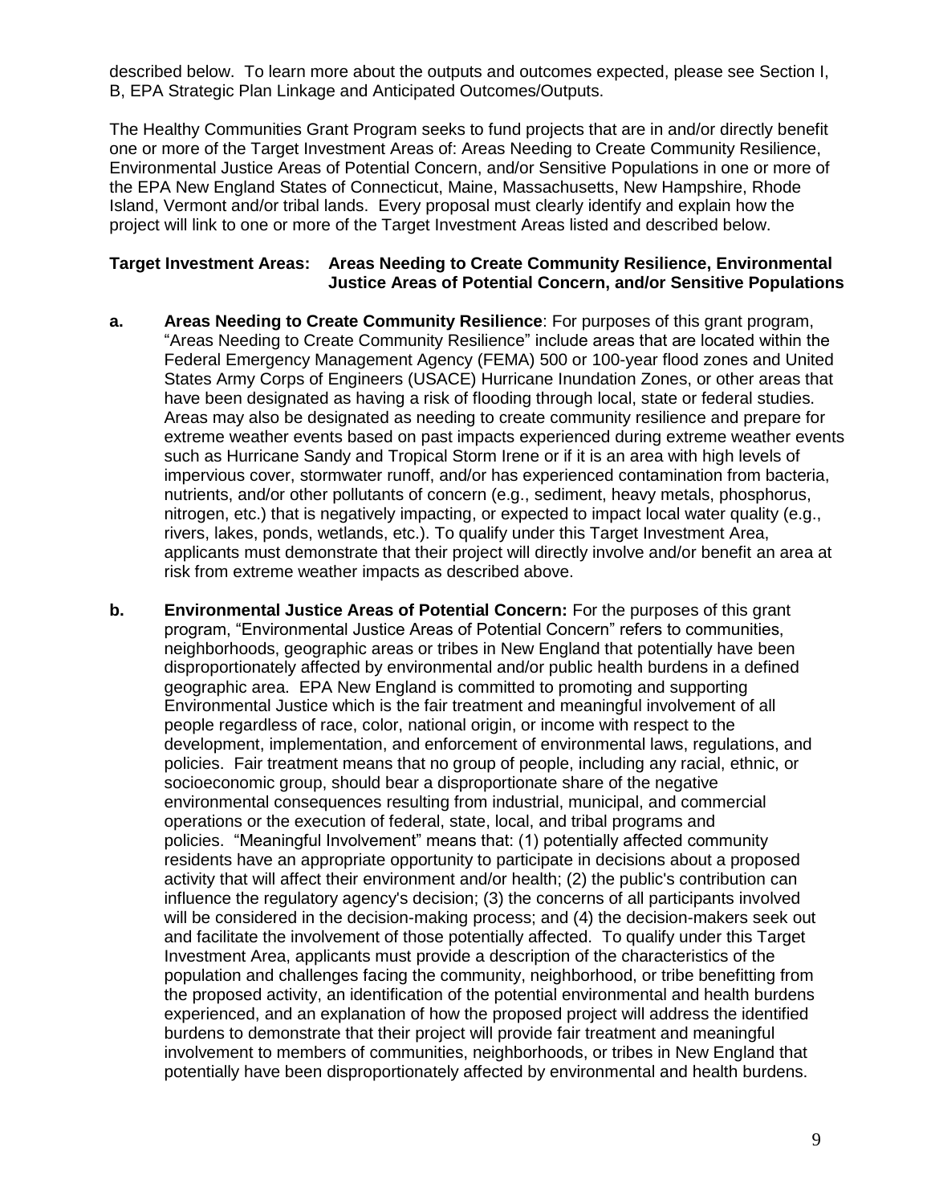described below. To learn more about the outputs and outcomes expected, please see Section I, B, EPA Strategic Plan Linkage and Anticipated Outcomes/Outputs.

The Healthy Communities Grant Program seeks to fund projects that are in and/or directly benefit one or more of the Target Investment Areas of: Areas Needing to Create Community Resilience, Environmental Justice Areas of Potential Concern, and/or Sensitive Populations in one or more of the EPA New England States of Connecticut, Maine, Massachusetts, New Hampshire, Rhode Island, Vermont and/or tribal lands. Every proposal must clearly identify and explain how the project will link to one or more of the Target Investment Areas listed and described below.

**Target Investment Areas: Areas Needing to Create Community Resilience, Environmental Justice Areas of Potential Concern, and/or Sensitive Populations**

**a. Areas Needing to Create Community Resilience**: For purposes of this grant program, "Areas Needing to Create Community Resilience" include areas that are located within the Federal Emergency Management Agency (FEMA) 500 or 100-year flood zones and United States Army Corps of Engineers (USACE) Hurricane Inundation Zones, or other areas that have been designated as having a risk of flooding through local, state or federal studies. Areas may also be designated as needing to create community resilience and prepare for extreme weather events based on past impacts experienced during extreme weather events such as Hurricane Sandy and Tropical Storm Irene or if it is an area with high levels of impervious cover, stormwater runoff, and/or has experienced contamination from bacteria, nutrients, and/or other pollutants of concern (e.g., sediment, heavy metals, phosphorus, nitrogen, etc.) that is negatively impacting, or expected to impact local water quality (e.g., rivers, lakes, ponds, wetlands, etc.). To qualify under this Target Investment Area, applicants must demonstrate that their project will directly involve and/or benefit an area at risk from extreme weather impacts as described above.

**b. Environmental Justice Areas of Potential Concern:** For the purposes of this grant program, "Environmental Justice Areas of Potential Concern" refers to communities, neighborhoods, geographic areas or tribes in New England that potentially have been disproportionately affected by environmental and/or public health burdens in a defined geographic area. EPA New England is committed to promoting and supporting Environmental Justice which is the fair treatment and meaningful involvement of all people regardless of race, color, national origin, or income with respect to the development, implementation, and enforcement of environmental laws, regulations, and policies. Fair treatment means that no group of people, including any racial, ethnic, or socioeconomic group, should bear a disproportionate share of the negative environmental consequences resulting from industrial, municipal, and commercial operations or the execution of federal, state, local, and tribal programs and policies. "Meaningful Involvement" means that: (1) potentially affected community residents have an appropriate opportunity to participate in decisions about a proposed activity that will affect their environment and/or health; (2) the public's contribution can influence the regulatory agency's decision; (3) the concerns of all participants involved will be considered in the decision-making process; and (4) the decision-makers seek out and facilitate the involvement of those potentially affected. To qualify under this Target Investment Area, applicants must provide a description of the characteristics of the population and challenges facing the community, neighborhood, or tribe benefitting from the proposed activity, an identification of the potential environmental and health burdens experienced, and an explanation of how the proposed project will address the identified burdens to demonstrate that their project will provide fair treatment and meaningful involvement to members of communities, neighborhoods, or tribes in New England that potentially have been disproportionately affected by environmental and health burdens.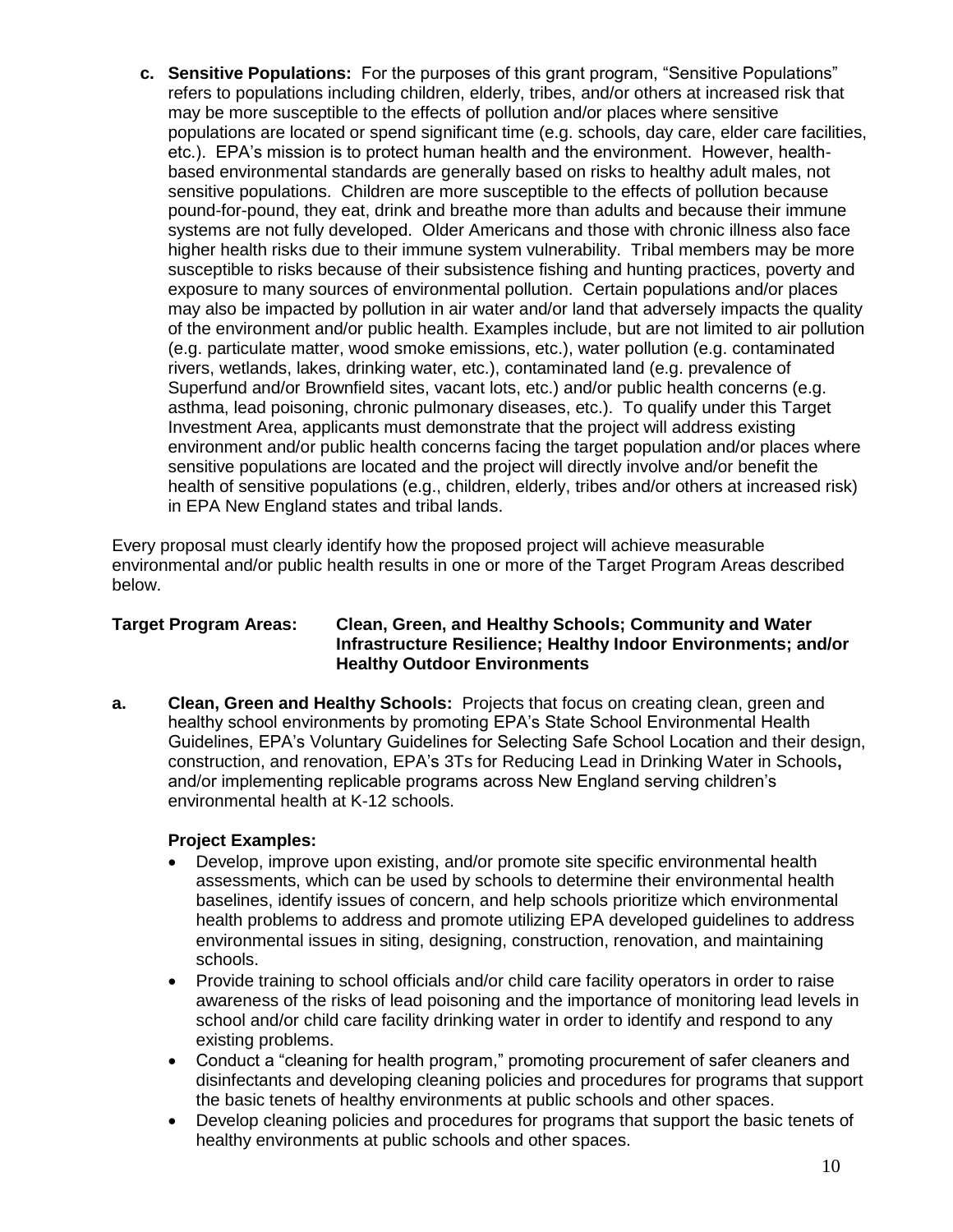**c. Sensitive Populations:** For the purposes of this grant program, "Sensitive Populations" refers to populations including children, elderly, tribes, and/or others at increased risk that may be more susceptible to the effects of pollution and/or places where sensitive populations are located or spend significant time (e.g. schools, day care, elder care facilities, etc.). EPA's mission is to protect human health and the environment. However, health-based environmental standards are generally based on risks to healthy adult males, not sensitive populations. Children are more susceptible to the effects of pollution because pound-for-pound, they eat, drink and breathe more than adults and because their immune systems are not fully developed. Older Americans and those with chronic illness also face higher health risks due to their immune system vulnerability. Tribal members may be more susceptible to risks because of their subsistence fishing and hunting practices, poverty and exposure to many sources of environmental pollution. Certain populations and/or places may also be impacted by pollution in air water and/or land that adversely impacts the quality of the environment and/or public health. Examples include, but are not limited to air pollution (e.g. particulate matter, wood smoke emissions, etc.), water pollution (e.g. contaminated rivers, wetlands, lakes, drinking water, etc.), contaminated land (e.g. prevalence of Superfund and/or Brownfield sites, vacant lots, etc.) and/or public health concerns (e.g. asthma, lead poisoning, chronic pulmonary diseases, etc.). To qualify under this Target Investment Area, applicants must demonstrate that the project will address existing environment and/or public health concerns facing the target population and/or places where sensitive populations are located and the project will directly involve and/or benefit the health of sensitive populations (e.g., children, elderly, tribes and/or others at increased risk) in EPA New England states and tribal lands.

Every proposal must clearly identify how the proposed project will achieve measurable environmental and/or public health results in one or more of the Target Program Areas described below.

**Target Program Areas: Clean, Green, and Healthy Schools; Community and Water Infrastructure Resilience; Healthy Indoor Environments; and/or Healthy Outdoor Environments**

**a. Clean, Green and Healthy Schools:** Projects that focus on creating clean, green and healthy school environments by promoting EPA's State School Environmental Health Guidelines, EPA's Voluntary Guidelines for Selecting Safe School Location and their design, construction, and renovation, EPA's 3Ts for Reducing Lead in Drinking Water in Schools**,** and/or implementing replicable programs across New England serving children's environmental health at K-12 schools.

**Project Examples:**

- Develop, improve upon existing, and/or promote site specific environmental health assessments, which can be used by schools to determine their environmental health baselines, identify issues of concern, and help schools prioritize which environmental health problems to address and promote utilizing EPA developed guidelines to address environmental issues in siting, designing, construction, renovation, and maintaining schools.
- Provide training to school officials and/or child care facility operators in order to raise awareness of the risks of lead poisoning and the importance of monitoring lead levels in school and/or child care facility drinking water in order to identify and respond to any existing problems.
- Conduct a "cleaning for health program," promoting procurement of safer cleaners and disinfectants and developing cleaning policies and procedures for programs that support the basic tenets of healthy environments at public schools and other spaces.
- Develop cleaning policies and procedures for programs that support the basic tenets of healthy environments at public schools and other spaces.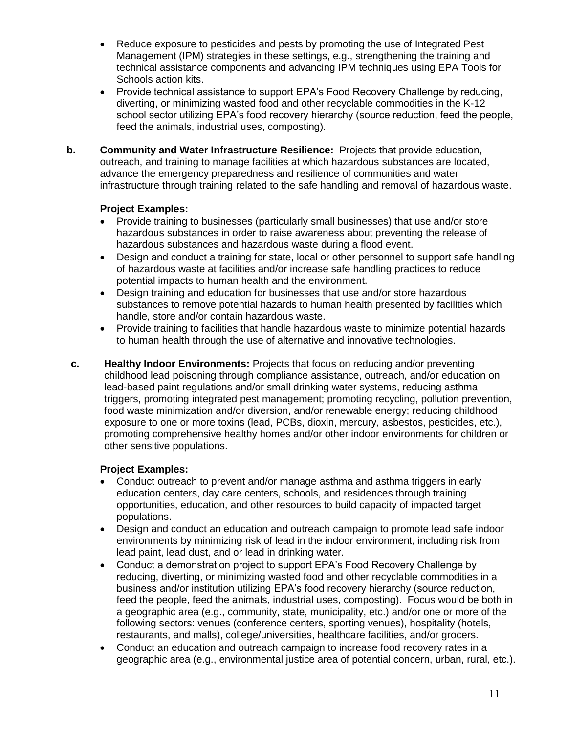- Reduce exposure to pesticides and pests by promoting the use of Integrated Pest Management (IPM) strategies in these settings, e.g., strengthening the training and technical assistance components and advancing IPM techniques using EPA Tools for Schools action kits.
- Provide technical assistance to support EPA's Food Recovery Challenge by reducing, diverting, or minimizing wasted food and other recyclable commodities in the K-12 school sector utilizing EPA's food recovery hierarchy (source reduction, feed the people, feed the animals, industrial uses, composting).

**b. Community and Water Infrastructure Resilience:** Projects that provide education, outreach, and training to manage facilities at which hazardous substances are located, advance the emergency preparedness and resilience of communities and water infrastructure through training related to the safe handling and removal of hazardous waste.

**Project Examples:**

- Provide training to businesses (particularly small businesses) that use and/or store hazardous substances in order to raise awareness about preventing the release of hazardous substances and hazardous waste during a flood event.
- Design and conduct a training for state, local or other personnel to support safe handling of hazardous waste at facilities and/or increase safe handling practices to reduce potential impacts to human health and the environment.
- Design training and education for businesses that use and/or store hazardous substances to remove potential hazards to human health presented by facilities which handle, store and/or contain hazardous waste.
- Provide training to facilities that handle hazardous waste to minimize potential hazards to human health through the use of alternative and innovative technologies.

**c. Healthy Indoor Environments:** Projects that focus on reducing and/or preventing childhood lead poisoning through compliance assistance, outreach, and/or education on lead-based paint regulations and/or small drinking water systems, reducing asthma triggers, promoting integrated pest management; promoting recycling, pollution prevention, food waste minimization and/or diversion, and/or renewable energy; reducing childhood exposure to one or more toxins (lead, PCBs, dioxin, mercury, asbestos, pesticides, etc.), promoting comprehensive healthy homes and/or other indoor environments for children or other sensitive populations.

**Project Examples:**

- Conduct outreach to prevent and/or manage asthma and asthma triggers in early education centers, day care centers, schools, and residences through training opportunities, education, and other resources to build capacity of impacted target populations.
- Design and conduct an education and outreach campaign to promote lead safe indoor environments by minimizing risk of lead in the indoor environment, including risk from lead paint, lead dust, and or lead in drinking water.
- Conduct a demonstration project to support EPA's Food Recovery Challenge by reducing, diverting, or minimizing wasted food and other recyclable commodities in a business and/or institution utilizing EPA's food recovery hierarchy (source reduction, feed the people, feed the animals, industrial uses, composting). Focus would be both in a geographic area (e.g., community, state, municipality, etc.) and/or one or more of the following sectors: venues (conference centers, sporting venues), hospitality (hotels, restaurants, and malls), college/universities, healthcare facilities, and/or grocers.
- Conduct an education and outreach campaign to increase food recovery rates in a geographic area (e.g., environmental justice area of potential concern, urban, rural, etc.).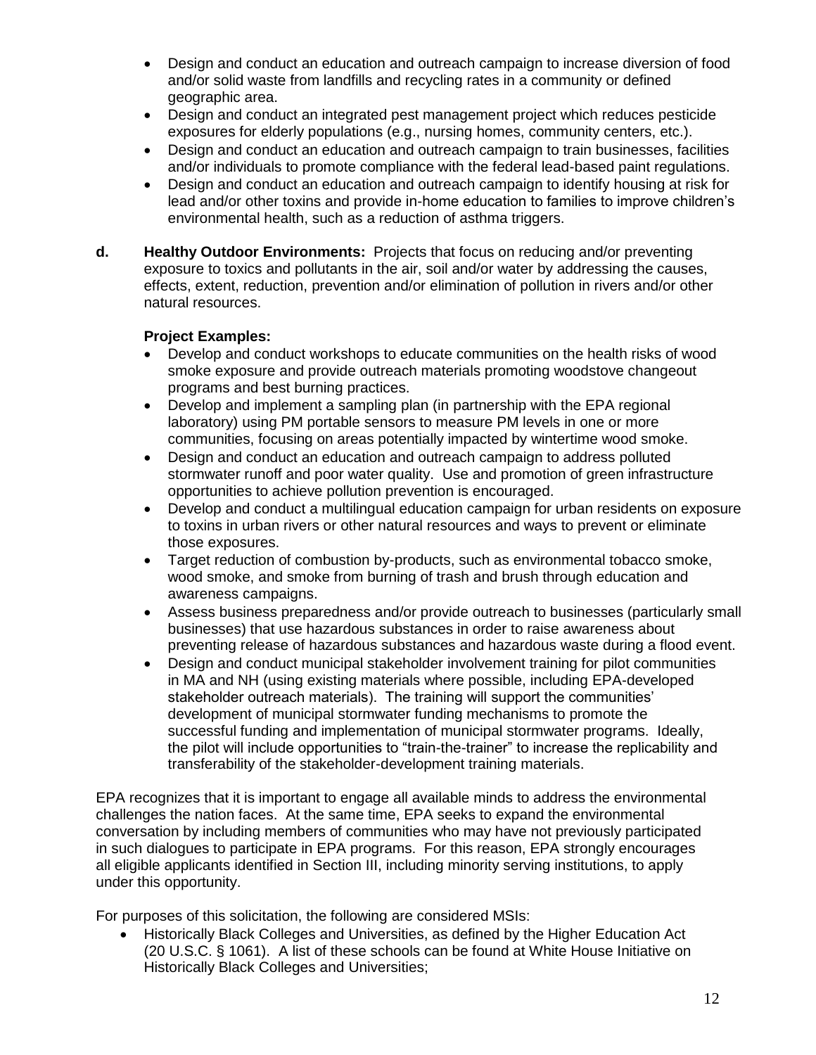- Design and conduct an education and outreach campaign to increase diversion of food and/or solid waste from landfills and recycling rates in a community or defined geographic area.
- Design and conduct an integrated pest management project which reduces pesticide exposures for elderly populations (e.g., nursing homes, community centers, etc.).
- Design and conduct an education and outreach campaign to train businesses, facilities and/or individuals to promote compliance with the federal lead-based paint regulations.
- Design and conduct an education and outreach campaign to identify housing at risk for lead and/or other toxins and provide in-home education to families to improve children's environmental health, such as a reduction of asthma triggers.

**d. Healthy Outdoor Environments:** Projects that focus on reducing and/or preventing exposure to toxics and pollutants in the air, soil and/or water by addressing the causes, effects, extent, reduction, prevention and/or elimination of pollution in rivers and/or other natural resources.

**Project Examples:**

- Develop and conduct workshops to educate communities on the health risks of wood smoke exposure and provide outreach materials promoting woodstove changeout programs and best burning practices.
- Develop and implement a sampling plan (in partnership with the EPA regional laboratory) using PM portable sensors to measure PM levels in one or more communities, focusing on areas potentially impacted by wintertime wood smoke.
- Design and conduct an education and outreach campaign to address polluted stormwater runoff and poor water quality. Use and promotion of green infrastructure opportunities to achieve pollution prevention is encouraged.
- Develop and conduct a multilingual education campaign for urban residents on exposure to toxins in urban rivers or other natural resources and ways to prevent or eliminate those exposures.
- Target reduction of combustion by-products, such as environmental tobacco smoke, wood smoke, and smoke from burning of trash and brush through education and awareness campaigns.
- Assess business preparedness and/or provide outreach to businesses (particularly small businesses) that use hazardous substances in order to raise awareness about preventing release of hazardous substances and hazardous waste during a flood event.
- Design and conduct municipal stakeholder involvement training for pilot communities in MA and NH (using existing materials where possible, including EPA-developed stakeholder outreach materials). The training will support the communities' development of municipal stormwater funding mechanisms to promote the successful funding and implementation of municipal stormwater programs. Ideally, the pilot will include opportunities to "train-the-trainer" to increase the replicability and transferability of the stakeholder-development training materials.

EPA recognizes that it is important to engage all available minds to address the environmental challenges the nation faces. At the same time, EPA seeks to expand the environmental conversation by including members of communities who may have not previously participated in such dialogues to participate in EPA programs. For this reason, EPA strongly encourages all eligible applicants identified in Section III, including minority serving institutions, to apply under this opportunity.

For purposes of this solicitation, the following are considered MSIs:

- Historically Black Colleges and Universities, as defined by the Higher Education Act (20 U.S.C. § 1061). A list of these schools can be found at White House Initiative on Historically Black Colleges and Universities;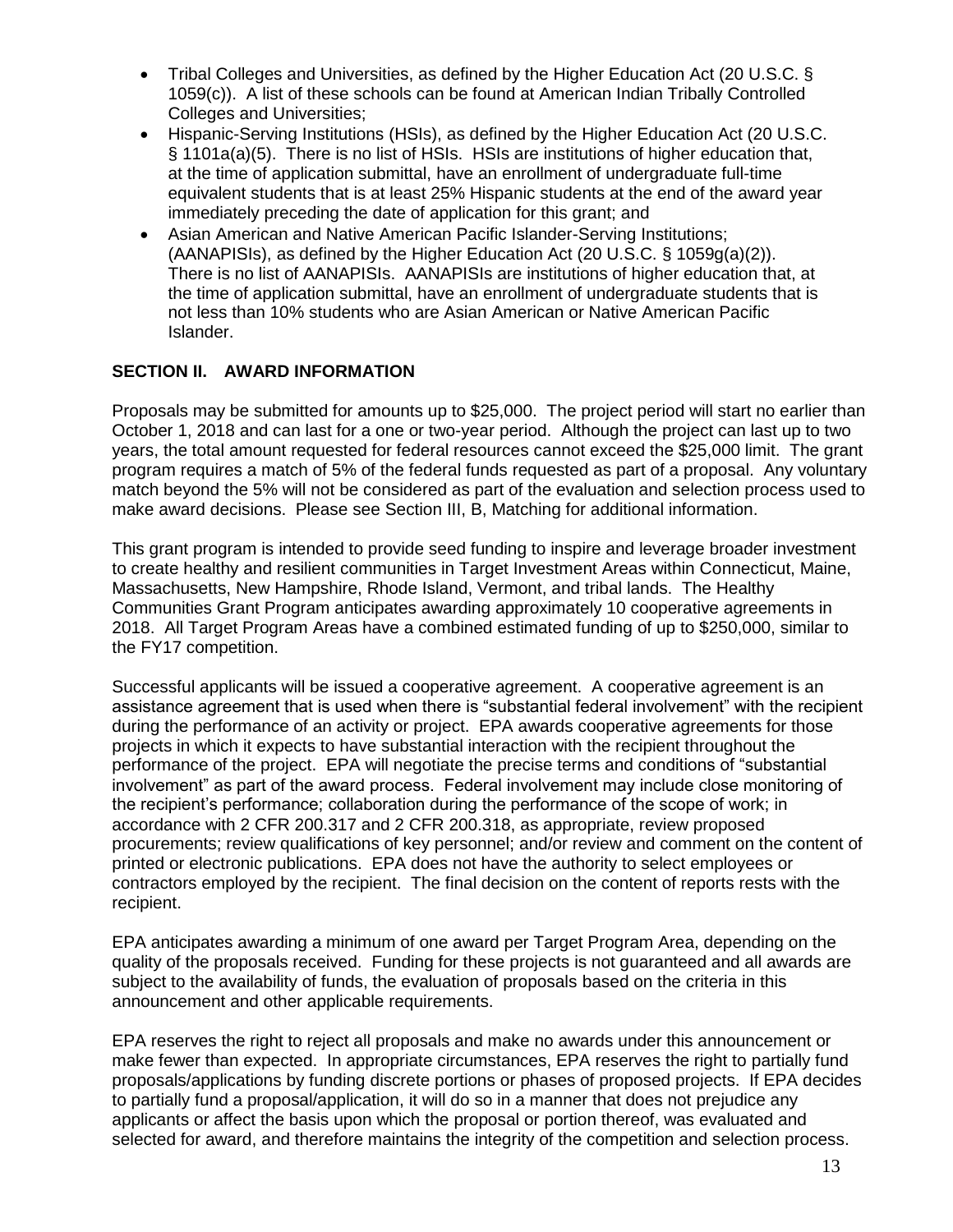- Tribal Colleges and Universities, as defined by the Higher Education Act (20 U.S.C. § 1059(c)). A list of these schools can be found at American Indian Tribally Controlled Colleges and Universities;
- Hispanic-Serving Institutions (HSIs), as defined by the Higher Education Act (20 U.S.C. § 1101a(a)(5). There is no list of HSIs. HSIs are institutions of higher education that, at the time of application submittal, have an enrollment of undergraduate full-time equivalent students that is at least 25% Hispanic students at the end of the award year immediately preceding the date of application for this grant; and
- Asian American and Native American Pacific Islander-Serving Institutions; (AANAPISIs), as defined by the Higher Education Act (20 U.S.C. § 1059g(a)(2)). There is no list of AANAPISIs. AANAPISIs are institutions of higher education that, at the time of application submittal, have an enrollment of undergraduate students that is not less than 10% students who are Asian American or Native American Pacific Islander.

## SECTION II. AWARD INFORMATION

Proposals may be submitted for amounts up to $25,000. The project period will start no earlier than October 1, 2018 and can last for a one or two-year period. Although the project can last up to two years, the total amount requested for federal resources cannot exceed the $25,000 limit. The grant program requires a match of 5% of the federal funds requested as part of a proposal. Any voluntary match beyond the 5% will not be considered as part of the evaluation and selection process used to make award decisions. Please see Section III, B, Matching for additional information.

This grant program is intended to provide seed funding to inspire and leverage broader investment to create healthy and resilient communities in Target Investment Areas within Connecticut, Maine, Massachusetts, New Hampshire, Rhode Island, Vermont, and tribal lands. The Healthy Communities Grant Program anticipates awarding approximately 10 cooperative agreements in 2018. All Target Program Areas have a combined estimated funding of up to $250,000, similar to the FY17 competition.

Successful applicants will be issued a cooperative agreement. A cooperative agreement is an assistance agreement that is used when there is "substantial federal involvement" with the recipient during the performance of an activity or project. EPA awards cooperative agreements for those projects in which it expects to have substantial interaction with the recipient throughout the performance of the project. EPA will negotiate the precise terms and conditions of "substantial involvement" as part of the award process. Federal involvement may include close monitoring of the recipient's performance; collaboration during the performance of the scope of work; in accordance with 2 CFR 200.317 and 2 CFR 200.318, as appropriate, review proposed procurements; review qualifications of key personnel; and/or review and comment on the content of printed or electronic publications. EPA does not have the authority to select employees or contractors employed by the recipient. The final decision on the content of reports rests with the recipient.

EPA anticipates awarding a minimum of one award per Target Program Area, depending on the quality of the proposals received. Funding for these projects is not guaranteed and all awards are subject to the availability of funds, the evaluation of proposals based on the criteria in this announcement and other applicable requirements.

EPA reserves the right to reject all proposals and make no awards under this announcement or make fewer than expected. In appropriate circumstances, EPA reserves the right to partially fund proposals/applications by funding discrete portions or phases of proposed projects. If EPA decides to partially fund a proposal/application, it will do so in a manner that does not prejudice any applicants or affect the basis upon which the proposal or portion thereof, was evaluated and selected for award, and therefore maintains the integrity of the competition and selection process.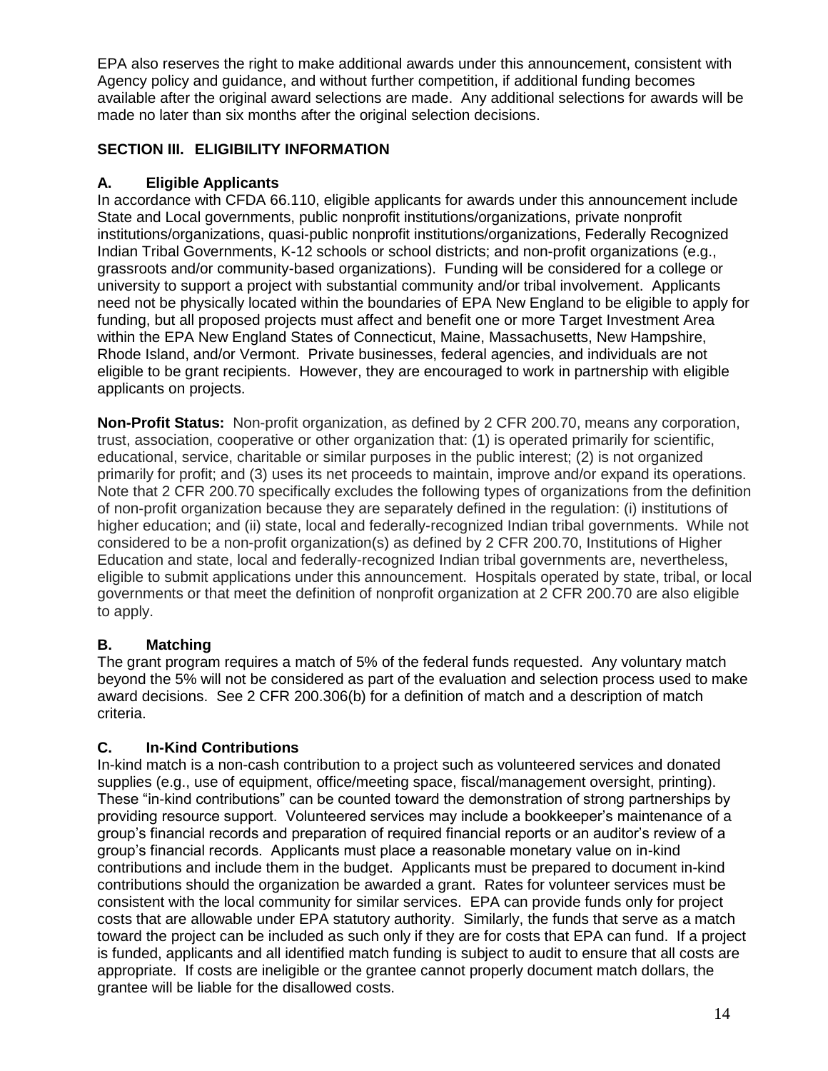EPA also reserves the right to make additional awards under this announcement, consistent with Agency policy and guidance, and without further competition, if additional funding becomes available after the original award selections are made. Any additional selections for awards will be made no later than six months after the original selection decisions.

## SECTION III. ELIGIBILITY INFORMATION

### A. Eligible Applicants

In accordance with CFDA 66.110, eligible applicants for awards under this announcement include State and Local governments, public nonprofit institutions/organizations, private nonprofit institutions/organizations, quasi-public nonprofit institutions/organizations, Federally Recognized Indian Tribal Governments, K-12 schools or school districts; and non-profit organizations (e.g., grassroots and/or community-based organizations). Funding will be considered for a college or university to support a project with substantial community and/or tribal involvement. Applicants need not be physically located within the boundaries of EPA New England to be eligible to apply for funding, but all proposed projects must affect and benefit one or more Target Investment Area within the EPA New England States of Connecticut, Maine, Massachusetts, New Hampshire, Rhode Island, and/or Vermont. Private businesses, federal agencies, and individuals are not eligible to be grant recipients. However, they are encouraged to work in partnership with eligible applicants on projects.

**Non-Profit Status:** Non-profit organization, as defined by 2 CFR 200.70, means any corporation, trust, association, cooperative or other organization that: (1) is operated primarily for scientific, educational, service, charitable or similar purposes in the public interest; (2) is not organized primarily for profit; and (3) uses its net proceeds to maintain, improve and/or expand its operations. Note that 2 CFR 200.70 specifically excludes the following types of organizations from the definition of non-profit organization because they are separately defined in the regulation: (i) institutions of higher education; and (ii) state, local and federally-recognized Indian tribal governments. While not considered to be a non-profit organization(s) as defined by 2 CFR 200.70, Institutions of Higher Education and state, local and federally-recognized Indian tribal governments are, nevertheless, eligible to submit applications under this announcement. Hospitals operated by state, tribal, or local governments or that meet the definition of nonprofit organization at 2 CFR 200.70 are also eligible to apply.

### B. Matching

The grant program requires a match of 5% of the federal funds requested. Any voluntary match beyond the 5% will not be considered as part of the evaluation and selection process used to make award decisions. See 2 CFR 200.306(b) for a definition of match and a description of match criteria.

### C. In-Kind Contributions

In-kind match is a non-cash contribution to a project such as volunteered services and donated supplies (e.g., use of equipment, office/meeting space, fiscal/management oversight, printing). These "in-kind contributions" can be counted toward the demonstration of strong partnerships by providing resource support. Volunteered services may include a bookkeeper's maintenance of a group's financial records and preparation of required financial reports or an auditor's review of a group's financial records. Applicants must place a reasonable monetary value on in-kind contributions and include them in the budget. Applicants must be prepared to document in-kind contributions should the organization be awarded a grant. Rates for volunteer services must be consistent with the local community for similar services. EPA can provide funds only for project costs that are allowable under EPA statutory authority. Similarly, the funds that serve as a match toward the project can be included as such only if they are for costs that EPA can fund. If a project is funded, applicants and all identified match funding is subject to audit to ensure that all costs are appropriate. If costs are ineligible or the grantee cannot properly document match dollars, the grantee will be liable for the disallowed costs.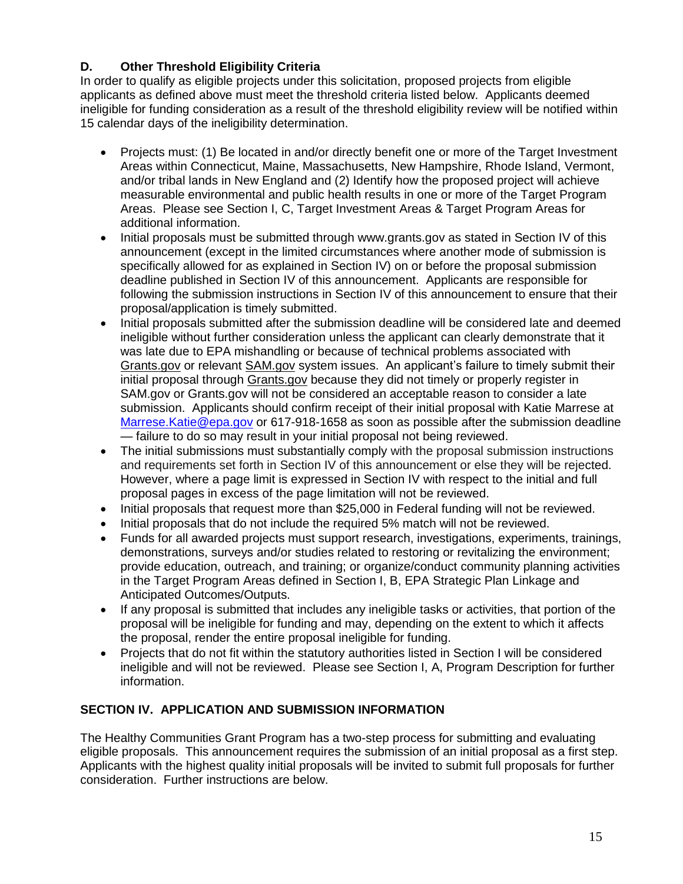### D. Other Threshold Eligibility Criteria

In order to qualify as eligible projects under this solicitation, proposed projects from eligible applicants as defined above must meet the threshold criteria listed below. Applicants deemed ineligible for funding consideration as a result of the threshold eligibility review will be notified within 15 calendar days of the ineligibility determination.

- Projects must: (1) Be located in and/or directly benefit one or more of the Target Investment Areas within Connecticut, Maine, Massachusetts, New Hampshire, Rhode Island, Vermont, and/or tribal lands in New England and (2) Identify how the proposed project will achieve measurable environmental and public health results in one or more of the Target Program Areas. Please see Section I, C, Target Investment Areas & Target Program Areas for additional information.
- Initial proposals must be submitted through www.grants.gov as stated in Section IV of this announcement (except in the limited circumstances where another mode of submission is specifically allowed for as explained in Section IV) on or before the proposal submission deadline published in Section IV of this announcement. Applicants are responsible for following the submission instructions in Section IV of this announcement to ensure that their proposal/application is timely submitted.
- Initial proposals submitted after the submission deadline will be considered late and deemed ineligible without further consideration unless the applicant can clearly demonstrate that it was late due to EPA mishandling or because of technical problems associated with Grants.gov or relevant SAM.gov system issues. An applicant's failure to timely submit their initial proposal through Grants.gov because they did not timely or properly register in SAM.gov or Grants.gov will not be considered an acceptable reason to consider a late submission. Applicants should confirm receipt of their initial proposal with Katie Marrese at Marrese.Katie@epa.gov or 617-918-1658 as soon as possible after the submission deadline — failure to do so may result in your initial proposal not being reviewed.
- The initial submissions must substantially comply with the proposal submission instructions and requirements set forth in Section IV of this announcement or else they will be rejected. However, where a page limit is expressed in Section IV with respect to the initial and full proposal pages in excess of the page limitation will not be reviewed.
- Initial proposals that request more than $25,000 in Federal funding will not be reviewed.
- Initial proposals that do not include the required 5% match will not be reviewed.
- Funds for all awarded projects must support research, investigations, experiments, trainings, demonstrations, surveys and/or studies related to restoring or revitalizing the environment; provide education, outreach, and training; or organize/conduct community planning activities in the Target Program Areas defined in Section I, B, EPA Strategic Plan Linkage and Anticipated Outcomes/Outputs.
- If any proposal is submitted that includes any ineligible tasks or activities, that portion of the proposal will be ineligible for funding and may, depending on the extent to which it affects the proposal, render the entire proposal ineligible for funding.
- Projects that do not fit within the statutory authorities listed in Section I will be considered ineligible and will not be reviewed. Please see Section I, A, Program Description for further information.

## SECTION IV. APPLICATION AND SUBMISSION INFORMATION

The Healthy Communities Grant Program has a two-step process for submitting and evaluating eligible proposals. This announcement requires the submission of an initial proposal as a first step. Applicants with the highest quality initial proposals will be invited to submit full proposals for further consideration. Further instructions are below.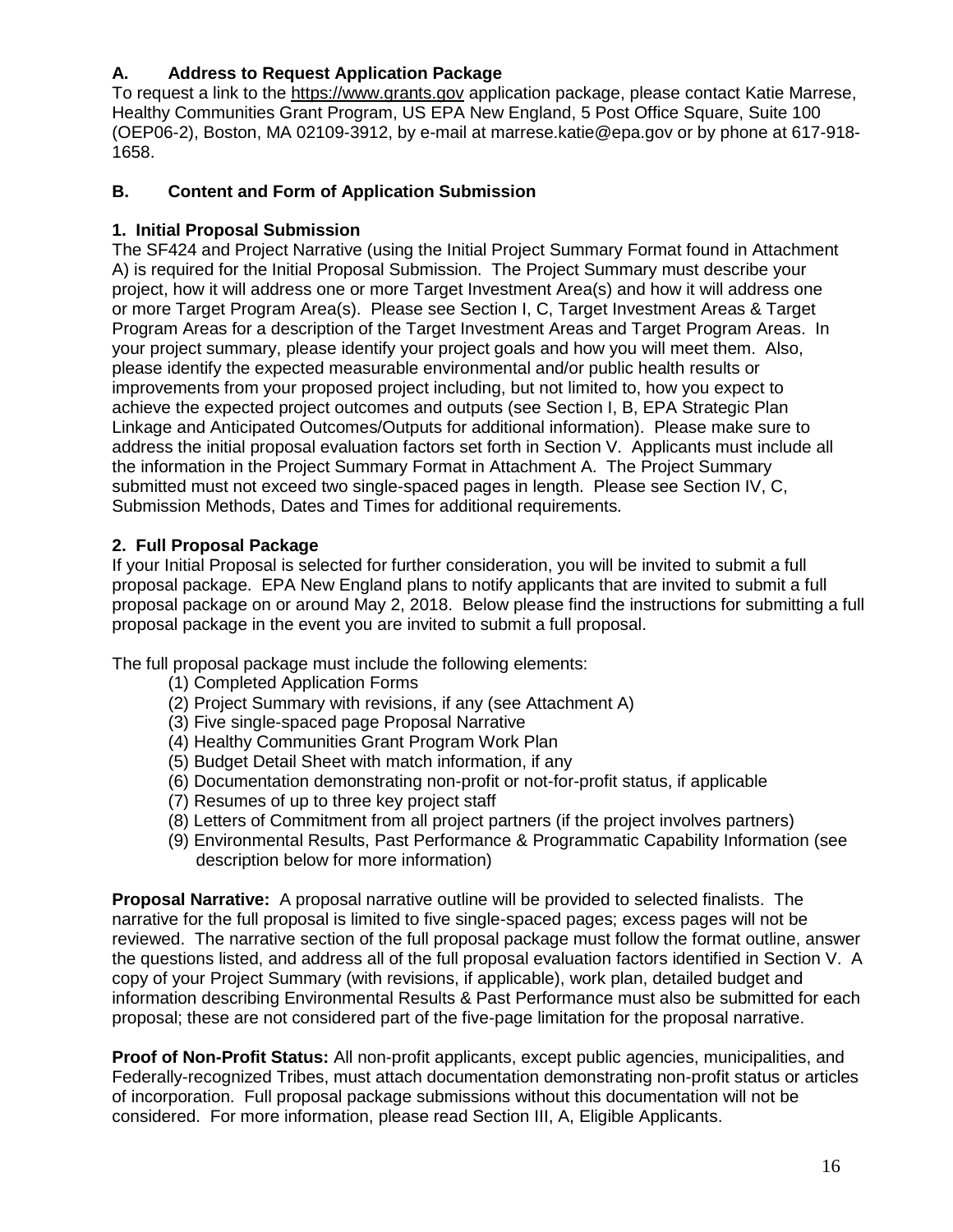### A. Address to Request Application Package

To request a link to the https://www.grants.gov application package, please contact Katie Marrese, Healthy Communities Grant Program, US EPA New England, 5 Post Office Square, Suite 100 (OEP06-2), Boston, MA 02109-3912, by e-mail at marrese.katie@epa.gov or by phone at 617-918-1658.

### B. Content and Form of Application Submission

#### 1. Initial Proposal Submission

The SF424 and Project Narrative (using the Initial Project Summary Format found in Attachment A) is required for the Initial Proposal Submission. The Project Summary must describe your project, how it will address one or more Target Investment Area(s) and how it will address one or more Target Program Area(s). Please see Section I, C, Target Investment Areas & Target Program Areas for a description of the Target Investment Areas and Target Program Areas. In your project summary, please identify your project goals and how you will meet them. Also, please identify the expected measurable environmental and/or public health results or improvements from your proposed project including, but not limited to, how you expect to achieve the expected project outcomes and outputs (see Section I, B, EPA Strategic Plan Linkage and Anticipated Outcomes/Outputs for additional information). Please make sure to address the initial proposal evaluation factors set forth in Section V. Applicants must include all the information in the Project Summary Format in Attachment A. The Project Summary submitted must not exceed two single-spaced pages in length. Please see Section IV, C, Submission Methods, Dates and Times for additional requirements.

#### 2. Full Proposal Package

If your Initial Proposal is selected for further consideration, you will be invited to submit a full proposal package. EPA New England plans to notify applicants that are invited to submit a full proposal package on or around May 2, 2018. Below please find the instructions for submitting a full proposal package in the event you are invited to submit a full proposal.

The full proposal package must include the following elements:

(1) Completed Application Forms
(2) Project Summary with revisions, if any (see Attachment A)
(3) Five single-spaced page Proposal Narrative
(4) Healthy Communities Grant Program Work Plan
(5) Budget Detail Sheet with match information, if any
(6) Documentation demonstrating non-profit or not-for-profit status, if applicable
(7) Resumes of up to three key project staff
(8) Letters of Commitment from all project partners (if the project involves partners)
(9) Environmental Results, Past Performance & Programmatic Capability Information (see description below for more information)

**Proposal Narrative:** A proposal narrative outline will be provided to selected finalists. The narrative for the full proposal is limited to five single-spaced pages; excess pages will not be reviewed. The narrative section of the full proposal package must follow the format outline, answer the questions listed, and address all of the full proposal evaluation factors identified in Section V. A copy of your Project Summary (with revisions, if applicable), work plan, detailed budget and information describing Environmental Results & Past Performance must also be submitted for each proposal; these are not considered part of the five-page limitation for the proposal narrative.

**Proof of Non-Profit Status:** All non-profit applicants, except public agencies, municipalities, and Federally-recognized Tribes, must attach documentation demonstrating non-profit status or articles of incorporation. Full proposal package submissions without this documentation will not be considered. For more information, please read Section III, A, Eligible Applicants.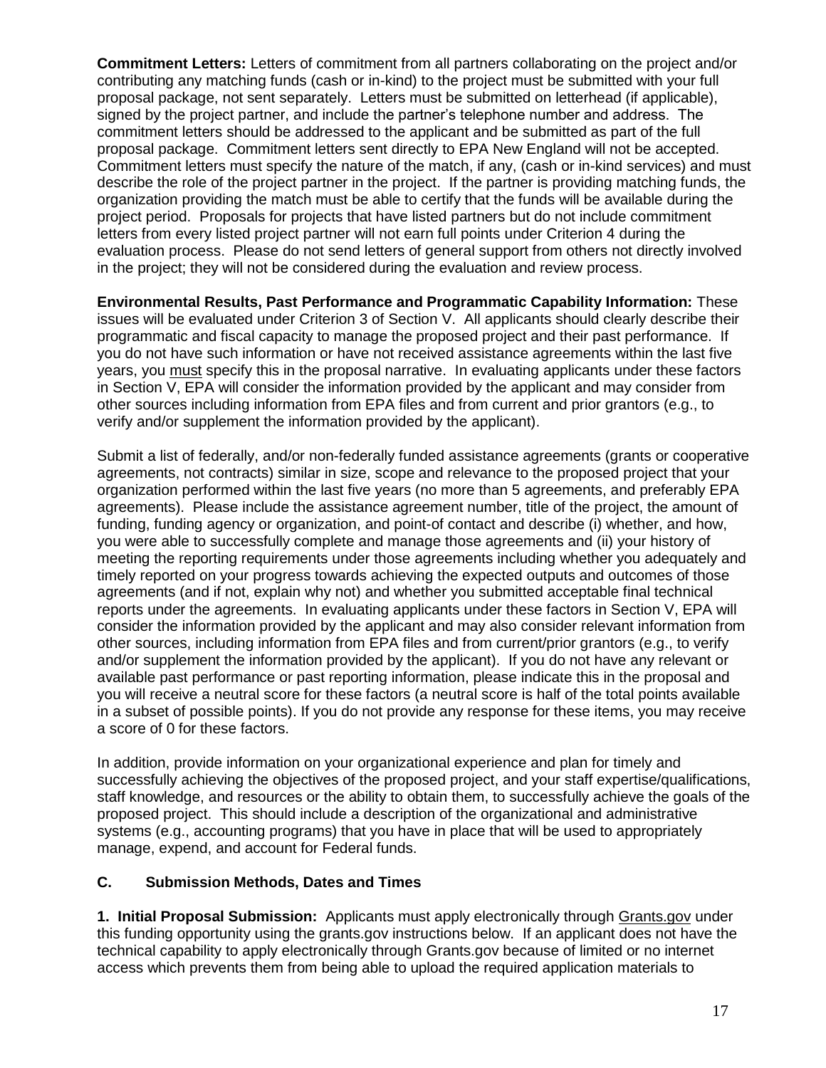**Commitment Letters:** Letters of commitment from all partners collaborating on the project and/or contributing any matching funds (cash or in-kind) to the project must be submitted with your full proposal package, not sent separately. Letters must be submitted on letterhead (if applicable), signed by the project partner, and include the partner's telephone number and address. The commitment letters should be addressed to the applicant and be submitted as part of the full proposal package. Commitment letters sent directly to EPA New England will not be accepted. Commitment letters must specify the nature of the match, if any, (cash or in-kind services) and must describe the role of the project partner in the project. If the partner is providing matching funds, the organization providing the match must be able to certify that the funds will be available during the project period. Proposals for projects that have listed partners but do not include commitment letters from every listed project partner will not earn full points under Criterion 4 during the evaluation process. Please do not send letters of general support from others not directly involved in the project; they will not be considered during the evaluation and review process.

**Environmental Results, Past Performance and Programmatic Capability Information:** These issues will be evaluated under Criterion 3 of Section V. All applicants should clearly describe their programmatic and fiscal capacity to manage the proposed project and their past performance. If you do not have such information or have not received assistance agreements within the last five years, you must specify this in the proposal narrative. In evaluating applicants under these factors in Section V, EPA will consider the information provided by the applicant and may consider from other sources including information from EPA files and from current and prior grantors (e.g., to verify and/or supplement the information provided by the applicant).

Submit a list of federally, and/or non-federally funded assistance agreements (grants or cooperative agreements, not contracts) similar in size, scope and relevance to the proposed project that your organization performed within the last five years (no more than 5 agreements, and preferably EPA agreements). Please include the assistance agreement number, title of the project, the amount of funding, funding agency or organization, and point-of contact and describe (i) whether, and how, you were able to successfully complete and manage those agreements and (ii) your history of meeting the reporting requirements under those agreements including whether you adequately and timely reported on your progress towards achieving the expected outputs and outcomes of those agreements (and if not, explain why not) and whether you submitted acceptable final technical reports under the agreements. In evaluating applicants under these factors in Section V, EPA will consider the information provided by the applicant and may also consider relevant information from other sources, including information from EPA files and from current/prior grantors (e.g., to verify and/or supplement the information provided by the applicant). If you do not have any relevant or available past performance or past reporting information, please indicate this in the proposal and you will receive a neutral score for these factors (a neutral score is half of the total points available in a subset of possible points). If you do not provide any response for these items, you may receive a score of 0 for these factors.

In addition, provide information on your organizational experience and plan for timely and successfully achieving the objectives of the proposed project, and your staff expertise/qualifications, staff knowledge, and resources or the ability to obtain them, to successfully achieve the goals of the proposed project. This should include a description of the organizational and administrative systems (e.g., accounting programs) that you have in place that will be used to appropriately manage, expend, and account for Federal funds.

### C. Submission Methods, Dates and Times

**1. Initial Proposal Submission:** Applicants must apply electronically through Grants.gov under this funding opportunity using the grants.gov instructions below. If an applicant does not have the technical capability to apply electronically through Grants.gov because of limited or no internet access which prevents them from being able to upload the required application materials to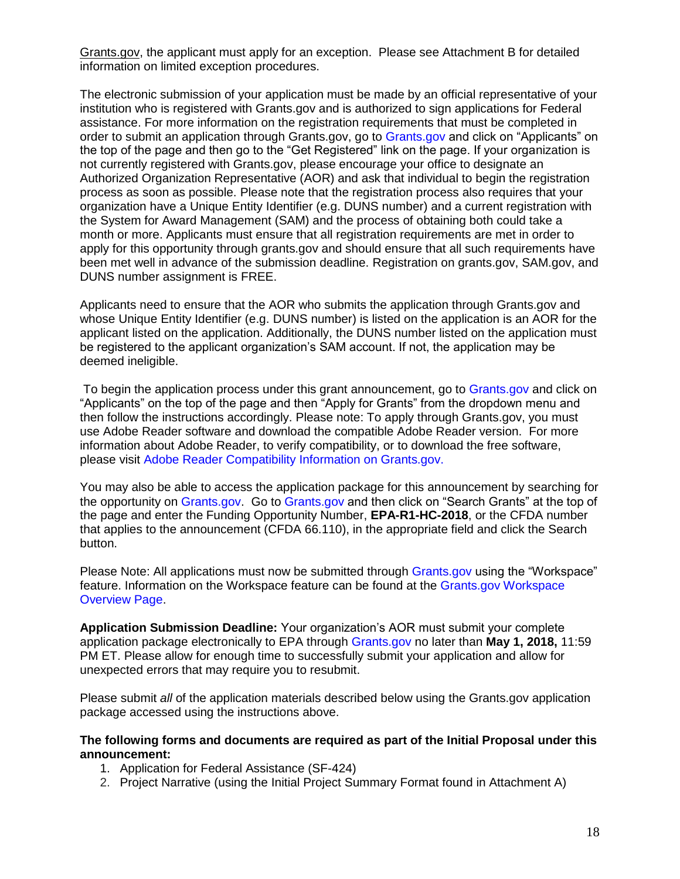Grants.gov, the applicant must apply for an exception. Please see Attachment B for detailed information on limited exception procedures.

The electronic submission of your application must be made by an official representative of your institution who is registered with Grants.gov and is authorized to sign applications for Federal assistance. For more information on the registration requirements that must be completed in order to submit an application through Grants.gov, go to Grants.gov and click on "Applicants" on the top of the page and then go to the "Get Registered" link on the page. If your organization is not currently registered with Grants.gov, please encourage your office to designate an Authorized Organization Representative (AOR) and ask that individual to begin the registration process as soon as possible. Please note that the registration process also requires that your organization have a Unique Entity Identifier (e.g. DUNS number) and a current registration with the System for Award Management (SAM) and the process of obtaining both could take a month or more. Applicants must ensure that all registration requirements are met in order to apply for this opportunity through grants.gov and should ensure that all such requirements have been met well in advance of the submission deadline. Registration on grants.gov, SAM.gov, and DUNS number assignment is FREE.

Applicants need to ensure that the AOR who submits the application through Grants.gov and whose Unique Entity Identifier (e.g. DUNS number) is listed on the application is an AOR for the applicant listed on the application. Additionally, the DUNS number listed on the application must be registered to the applicant organization's SAM account. If not, the application may be deemed ineligible.

To begin the application process under this grant announcement, go to Grants.gov and click on "Applicants" on the top of the page and then "Apply for Grants" from the dropdown menu and then follow the instructions accordingly. Please note: To apply through Grants.gov, you must use Adobe Reader software and download the compatible Adobe Reader version. For more information about Adobe Reader, to verify compatibility, or to download the free software, please visit Adobe Reader Compatibility Information on Grants.gov.

You may also be able to access the application package for this announcement by searching for the opportunity on Grants.gov. Go to Grants.gov and then click on "Search Grants" at the top of the page and enter the Funding Opportunity Number, **EPA-R1-HC-2018**, or the CFDA number that applies to the announcement (CFDA 66.110), in the appropriate field and click the Search button.

Please Note: All applications must now be submitted through Grants.gov using the "Workspace" feature. Information on the Workspace feature can be found at the Grants.gov Workspace Overview Page.

**Application Submission Deadline:** Your organization's AOR must submit your complete application package electronically to EPA through Grants.gov no later than **May 1, 2018,** 11:59 PM ET. Please allow for enough time to successfully submit your application and allow for unexpected errors that may require you to resubmit.

Please submit *all* of the application materials described below using the Grants.gov application package accessed using the instructions above.

**The following forms and documents are required as part of the Initial Proposal under this announcement:**

1. Application for Federal Assistance (SF-424)
2. Project Narrative (using the Initial Project Summary Format found in Attachment A)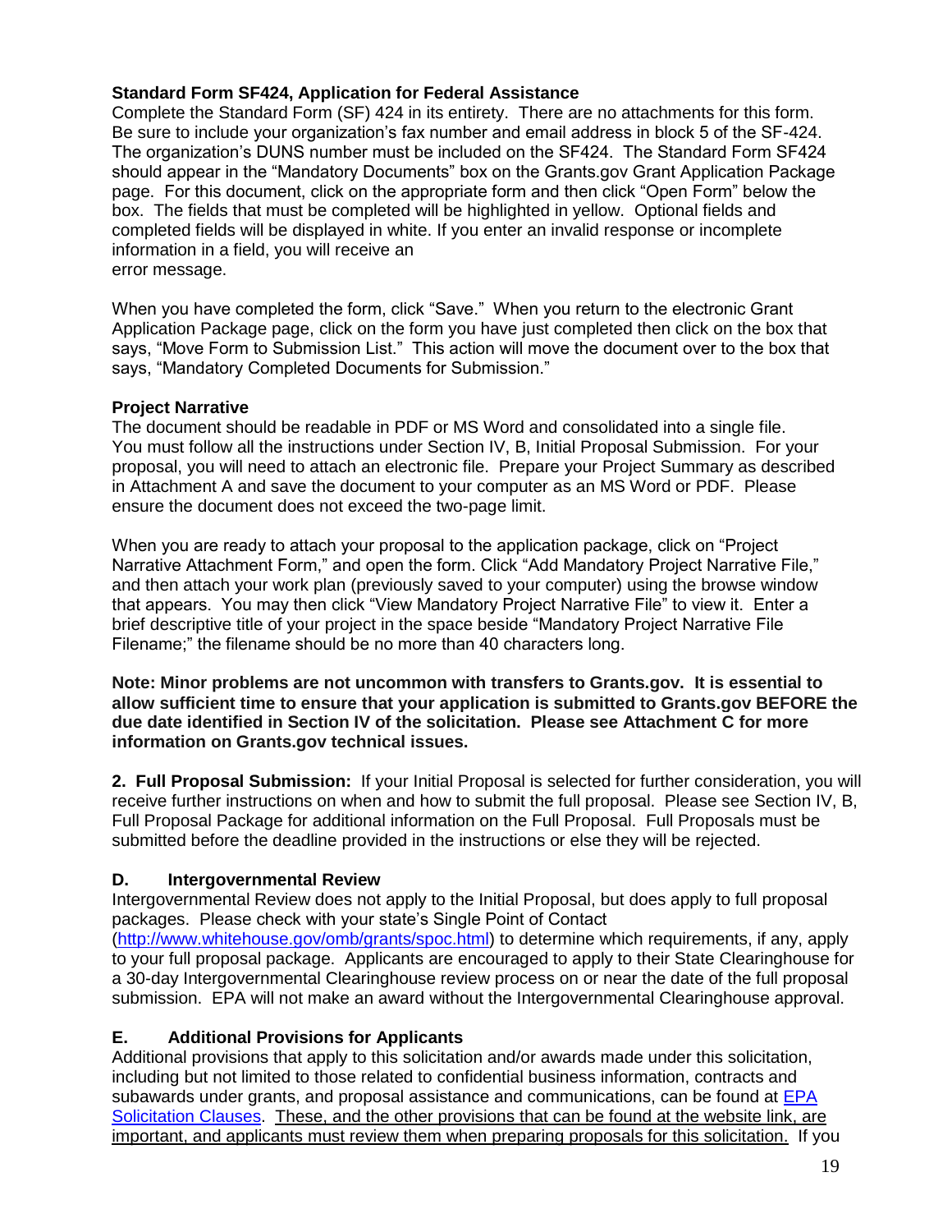**Standard Form SF424, Application for Federal Assistance**
Complete the Standard Form (SF) 424 in its entirety. There are no attachments for this form. Be sure to include your organization's fax number and email address in block 5 of the SF-424. The organization's DUNS number must be included on the SF424. The Standard Form SF424 should appear in the "Mandatory Documents" box on the Grants.gov Grant Application Package page. For this document, click on the appropriate form and then click "Open Form" below the box. The fields that must be completed will be highlighted in yellow. Optional fields and completed fields will be displayed in white. If you enter an invalid response or incomplete information in a field, you will receive an error message.

When you have completed the form, click "Save." When you return to the electronic Grant Application Package page, click on the form you have just completed then click on the box that says, "Move Form to Submission List." This action will move the document over to the box that says, "Mandatory Completed Documents for Submission."

**Project Narrative**
The document should be readable in PDF or MS Word and consolidated into a single file. You must follow all the instructions under Section IV, B, Initial Proposal Submission. For your proposal, you will need to attach an electronic file. Prepare your Project Summary as described in Attachment A and save the document to your computer as an MS Word or PDF. Please ensure the document does not exceed the two-page limit.

When you are ready to attach your proposal to the application package, click on "Project Narrative Attachment Form," and open the form. Click "Add Mandatory Project Narrative File," and then attach your work plan (previously saved to your computer) using the browse window that appears. You may then click "View Mandatory Project Narrative File" to view it. Enter a brief descriptive title of your project in the space beside "Mandatory Project Narrative File Filename;" the filename should be no more than 40 characters long.

**Note: Minor problems are not uncommon with transfers to Grants.gov. It is essential to allow sufficient time to ensure that your application is submitted to Grants.gov BEFORE the due date identified in Section IV of the solicitation. Please see Attachment C for more information on Grants.gov technical issues.**

**2. Full Proposal Submission:** If your Initial Proposal is selected for further consideration, you will receive further instructions on when and how to submit the full proposal. Please see Section IV, B, Full Proposal Package for additional information on the Full Proposal. Full Proposals must be submitted before the deadline provided in the instructions or else they will be rejected.

### D. Intergovernmental Review

Intergovernmental Review does not apply to the Initial Proposal, but does apply to full proposal packages. Please check with your state's Single Point of Contact (http://www.whitehouse.gov/omb/grants/spoc.html) to determine which requirements, if any, apply to your full proposal package. Applicants are encouraged to apply to their State Clearinghouse for a 30-day Intergovernmental Clearinghouse review process on or near the date of the full proposal submission. EPA will not make an award without the Intergovernmental Clearinghouse approval.

### E. Additional Provisions for Applicants

Additional provisions that apply to this solicitation and/or awards made under this solicitation, including but not limited to those related to confidential business information, contracts and subawards under grants, and proposal assistance and communications, can be found at EPA Solicitation Clauses. These, and the other provisions that can be found at the website link, are important, and applicants must review them when preparing proposals for this solicitation. If you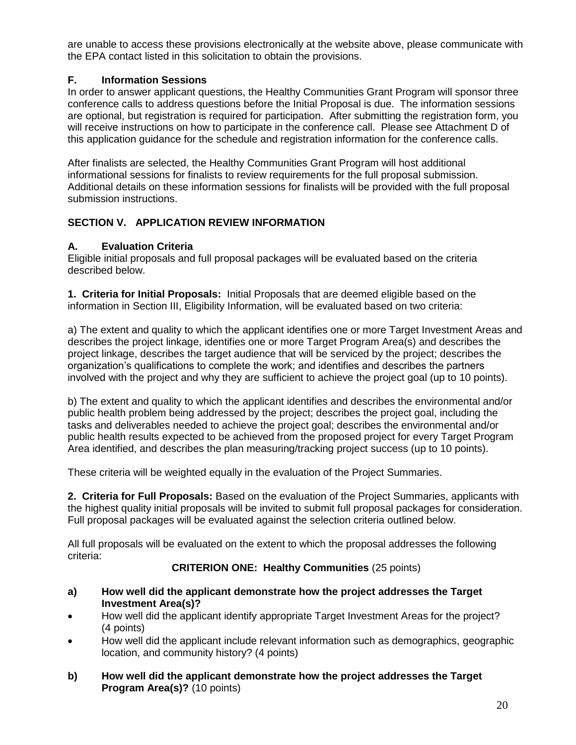are unable to access these provisions electronically at the website above, please communicate with the EPA contact listed in this solicitation to obtain the provisions.

### F. Information Sessions

In order to answer applicant questions, the Healthy Communities Grant Program will sponsor three conference calls to address questions before the Initial Proposal is due. The information sessions are optional, but registration is required for participation. After submitting the registration form, you will receive instructions on how to participate in the conference call. Please see Attachment D of this application guidance for the schedule and registration information for the conference calls.

After finalists are selected, the Healthy Communities Grant Program will host additional informational sessions for finalists to review requirements for the full proposal submission. Additional details on these information sessions for finalists will be provided with the full proposal submission instructions.

## SECTION V. APPLICATION REVIEW INFORMATION

### A. Evaluation Criteria

Eligible initial proposals and full proposal packages will be evaluated based on the criteria described below.

**1. Criteria for Initial Proposals:** Initial Proposals that are deemed eligible based on the information in Section III, Eligibility Information, will be evaluated based on two criteria:

a) The extent and quality to which the applicant identifies one or more Target Investment Areas and describes the project linkage, identifies one or more Target Program Area(s) and describes the project linkage, describes the target audience that will be serviced by the project; describes the organization's qualifications to complete the work; and identifies and describes the partners involved with the project and why they are sufficient to achieve the project goal (up to 10 points).

b) The extent and quality to which the applicant identifies and describes the environmental and/or public health problem being addressed by the project; describes the project goal, including the tasks and deliverables needed to achieve the project goal; describes the environmental and/or public health results expected to be achieved from the proposed project for every Target Program Area identified, and describes the plan measuring/tracking project success (up to 10 points).

These criteria will be weighted equally in the evaluation of the Project Summaries.

**2. Criteria for Full Proposals:** Based on the evaluation of the Project Summaries, applicants with the highest quality initial proposals will be invited to submit full proposal packages for consideration. Full proposal packages will be evaluated against the selection criteria outlined below.

All full proposals will be evaluated on the extent to which the proposal addresses the following criteria:

**CRITERION ONE: Healthy Communities** (25 points)

**a) How well did the applicant demonstrate how the project addresses the Target Investment Area(s)?**

- How well did the applicant identify appropriate Target Investment Areas for the project? (4 points)
- How well did the applicant include relevant information such as demographics, geographic location, and community history? (4 points)

**b) How well did the applicant demonstrate how the project addresses the Target Program Area(s)?** (10 points)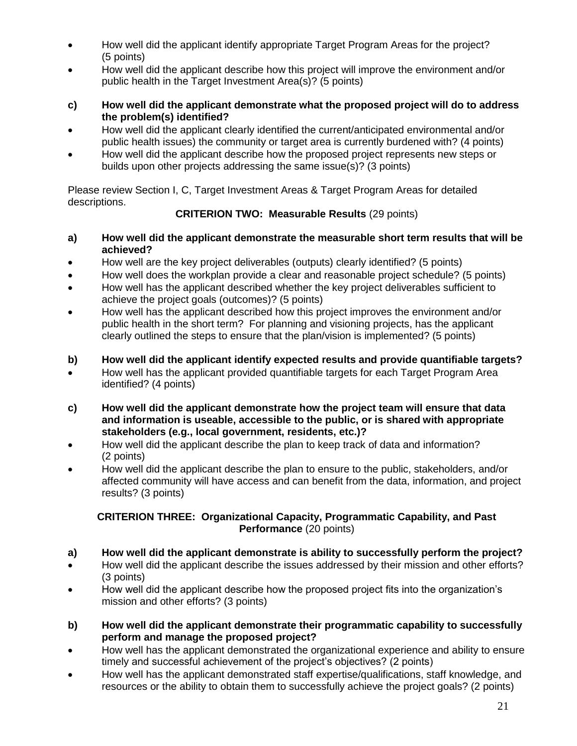- How well did the applicant identify appropriate Target Program Areas for the project? (5 points)
- How well did the applicant describe how this project will improve the environment and/or public health in the Target Investment Area(s)? (5 points)

**c) How well did the applicant demonstrate what the proposed project will do to address the problem(s) identified?**

- How well did the applicant clearly identified the current/anticipated environmental and/or public health issues) the community or target area is currently burdened with? (4 points)
- How well did the applicant describe how the proposed project represents new steps or builds upon other projects addressing the same issue(s)? (3 points)

Please review Section I, C, Target Investment Areas & Target Program Areas for detailed descriptions.

**CRITERION TWO: Measurable Results** (29 points)

**a) How well did the applicant demonstrate the measurable short term results that will be achieved?**

- How well are the key project deliverables (outputs) clearly identified? (5 points)
- How well does the workplan provide a clear and reasonable project schedule? (5 points)
- How well has the applicant described whether the key project deliverables sufficient to achieve the project goals (outcomes)? (5 points)
- How well has the applicant described how this project improves the environment and/or public health in the short term? For planning and visioning projects, has the applicant clearly outlined the steps to ensure that the plan/vision is implemented? (5 points)

**b) How well did the applicant identify expected results and provide quantifiable targets?**

- How well has the applicant provided quantifiable targets for each Target Program Area identified? (4 points)

**c) How well did the applicant demonstrate how the project team will ensure that data and information is useable, accessible to the public, or is shared with appropriate stakeholders (e.g., local government, residents, etc.)?**

- How well did the applicant describe the plan to keep track of data and information? (2 points)
- How well did the applicant describe the plan to ensure to the public, stakeholders, and/or affected community will have access and can benefit from the data, information, and project results? (3 points)

**CRITERION THREE: Organizational Capacity, Programmatic Capability, and Past Performance** (20 points)

**a) How well did the applicant demonstrate is ability to successfully perform the project?**

- How well did the applicant describe the issues addressed by their mission and other efforts? (3 points)
- How well did the applicant describe how the proposed project fits into the organization's mission and other efforts? (3 points)

**b) How well did the applicant demonstrate their programmatic capability to successfully perform and manage the proposed project?**

- How well has the applicant demonstrated the organizational experience and ability to ensure timely and successful achievement of the project's objectives? (2 points)
- How well has the applicant demonstrated staff expertise/qualifications, staff knowledge, and resources or the ability to obtain them to successfully achieve the project goals? (2 points)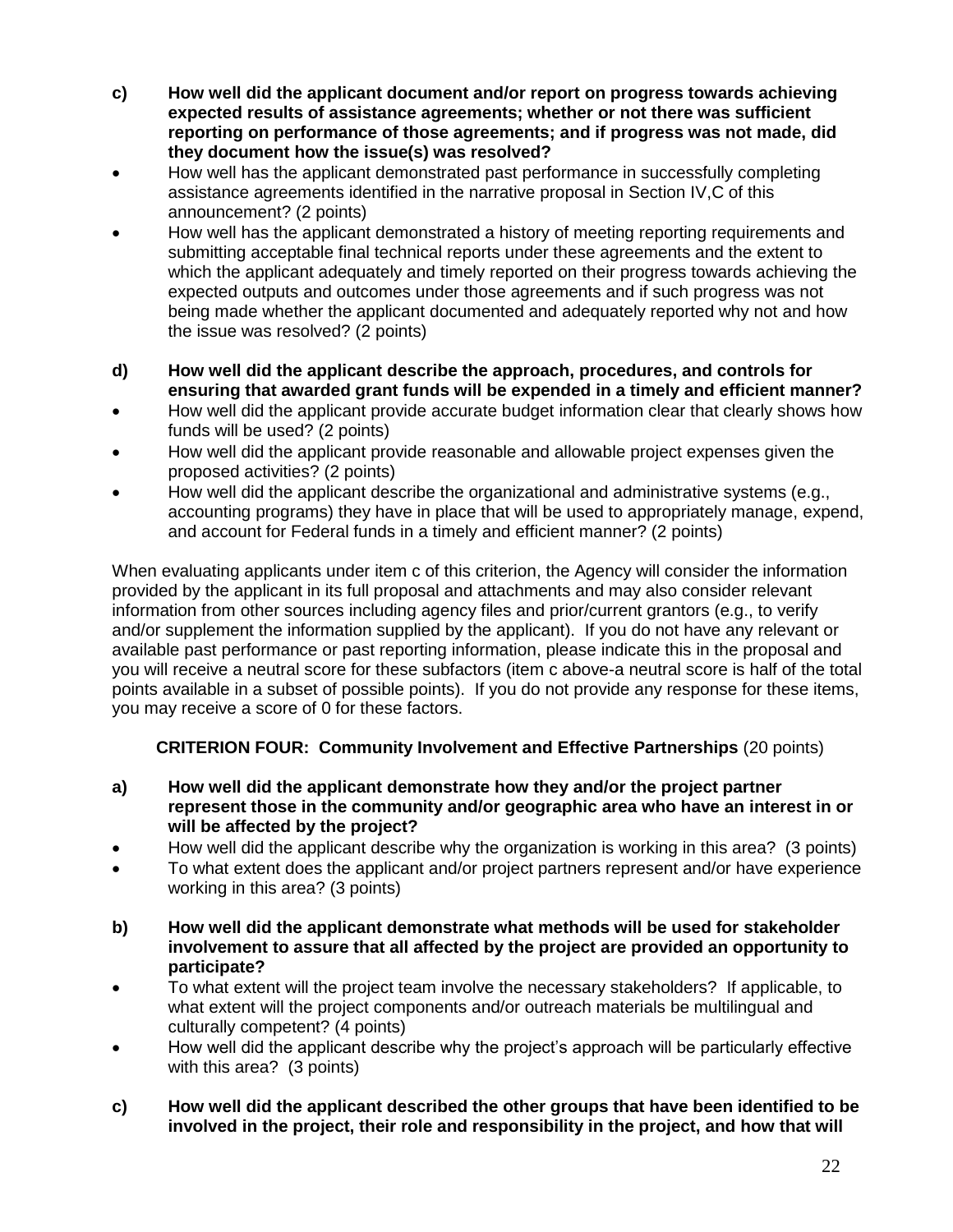**c) How well did the applicant document and/or report on progress towards achieving expected results of assistance agreements; whether or not there was sufficient reporting on performance of those agreements; and if progress was not made, did they document how the issue(s) was resolved?**

- How well has the applicant demonstrated past performance in successfully completing assistance agreements identified in the narrative proposal in Section IV,C of this announcement? (2 points)
- How well has the applicant demonstrated a history of meeting reporting requirements and submitting acceptable final technical reports under these agreements and the extent to which the applicant adequately and timely reported on their progress towards achieving the expected outputs and outcomes under those agreements and if such progress was not being made whether the applicant documented and adequately reported why not and how the issue was resolved? (2 points)

**d) How well did the applicant describe the approach, procedures, and controls for ensuring that awarded grant funds will be expended in a timely and efficient manner?**

- How well did the applicant provide accurate budget information clear that clearly shows how funds will be used? (2 points)
- How well did the applicant provide reasonable and allowable project expenses given the proposed activities? (2 points)
- How well did the applicant describe the organizational and administrative systems (e.g., accounting programs) they have in place that will be used to appropriately manage, expend, and account for Federal funds in a timely and efficient manner? (2 points)

When evaluating applicants under item c of this criterion, the Agency will consider the information provided by the applicant in its full proposal and attachments and may also consider relevant information from other sources including agency files and prior/current grantors (e.g., to verify and/or supplement the information supplied by the applicant). If you do not have any relevant or available past performance or past reporting information, please indicate this in the proposal and you will receive a neutral score for these subfactors (item c above-a neutral score is half of the total points available in a subset of possible points). If you do not provide any response for these items, you may receive a score of 0 for these factors.

**CRITERION FOUR: Community Involvement and Effective Partnerships** (20 points)

**a) How well did the applicant demonstrate how they and/or the project partner represent those in the community and/or geographic area who have an interest in or will be affected by the project?**

- How well did the applicant describe why the organization is working in this area? (3 points)
- To what extent does the applicant and/or project partners represent and/or have experience working in this area? (3 points)

**b) How well did the applicant demonstrate what methods will be used for stakeholder involvement to assure that all affected by the project are provided an opportunity to participate?**

- To what extent will the project team involve the necessary stakeholders? If applicable, to what extent will the project components and/or outreach materials be multilingual and culturally competent? (4 points)
- How well did the applicant describe why the project's approach will be particularly effective with this area? (3 points)

**c) How well did the applicant described the other groups that have been identified to be involved in the project, their role and responsibility in the project, and how that will**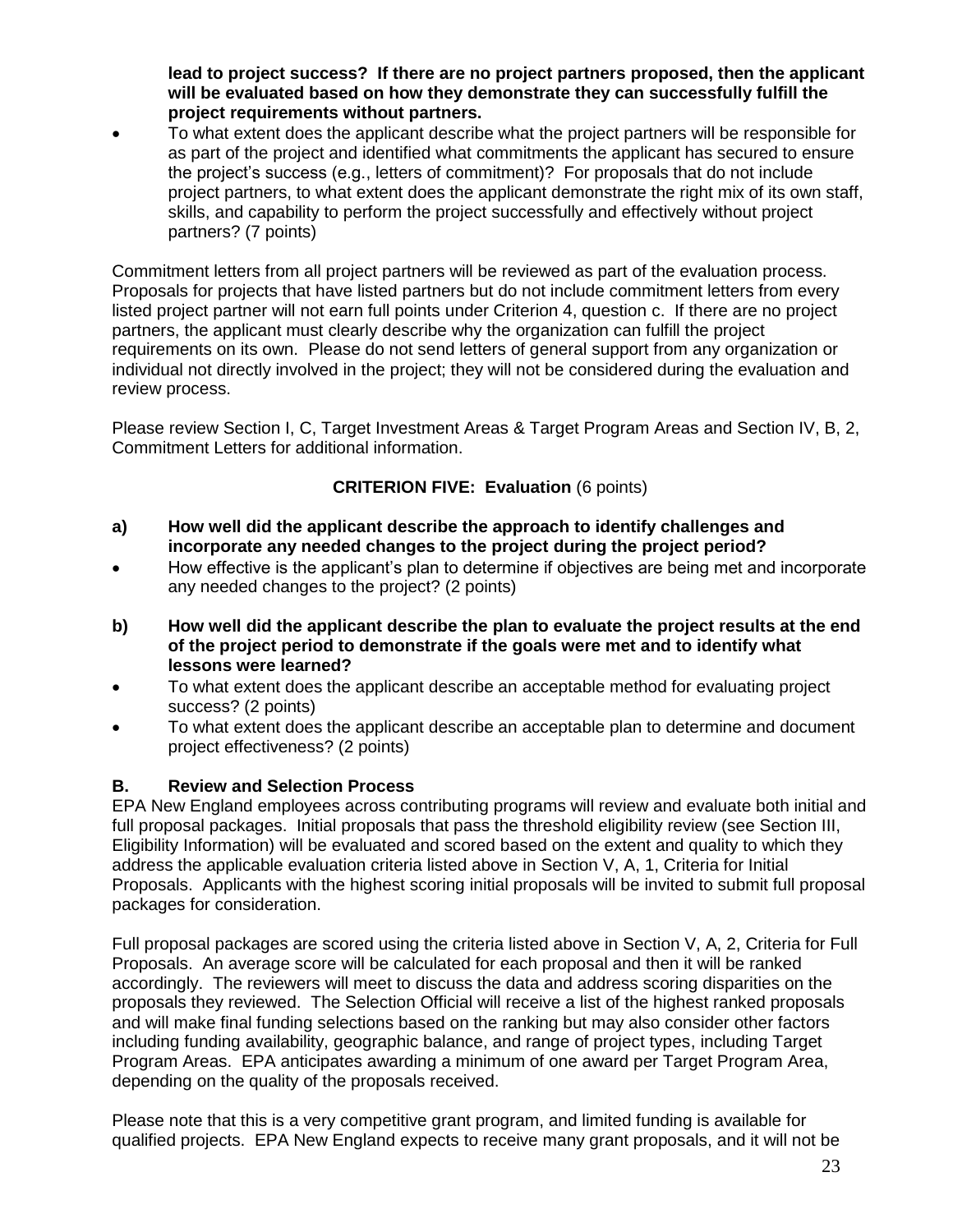**lead to project success? If there are no project partners proposed, then the applicant will be evaluated based on how they demonstrate they can successfully fulfill the project requirements without partners.**

- To what extent does the applicant describe what the project partners will be responsible for as part of the project and identified what commitments the applicant has secured to ensure the project's success (e.g., letters of commitment)? For proposals that do not include project partners, to what extent does the applicant demonstrate the right mix of its own staff, skills, and capability to perform the project successfully and effectively without project partners? (7 points)

Commitment letters from all project partners will be reviewed as part of the evaluation process. Proposals for projects that have listed partners but do not include commitment letters from every listed project partner will not earn full points under Criterion 4, question c. If there are no project partners, the applicant must clearly describe why the organization can fulfill the project requirements on its own. Please do not send letters of general support from any organization or individual not directly involved in the project; they will not be considered during the evaluation and review process.

Please review Section I, C, Target Investment Areas & Target Program Areas and Section IV, B, 2, Commitment Letters for additional information.

**CRITERION FIVE: Evaluation** (6 points)

**a) How well did the applicant describe the approach to identify challenges and incorporate any needed changes to the project during the project period?**

- How effective is the applicant's plan to determine if objectives are being met and incorporate any needed changes to the project? (2 points)

**b) How well did the applicant describe the plan to evaluate the project results at the end of the project period to demonstrate if the goals were met and to identify what lessons were learned?**

- To what extent does the applicant describe an acceptable method for evaluating project success? (2 points)
- To what extent does the applicant describe an acceptable plan to determine and document project effectiveness? (2 points)

## B. Review and Selection Process

EPA New England employees across contributing programs will review and evaluate both initial and full proposal packages. Initial proposals that pass the threshold eligibility review (see Section III, Eligibility Information) will be evaluated and scored based on the extent and quality to which they address the applicable evaluation criteria listed above in Section V, A, 1, Criteria for Initial Proposals. Applicants with the highest scoring initial proposals will be invited to submit full proposal packages for consideration.

Full proposal packages are scored using the criteria listed above in Section V, A, 2, Criteria for Full Proposals. An average score will be calculated for each proposal and then it will be ranked accordingly. The reviewers will meet to discuss the data and address scoring disparities on the proposals they reviewed. The Selection Official will receive a list of the highest ranked proposals and will make final funding selections based on the ranking but may also consider other factors including funding availability, geographic balance, and range of project types, including Target Program Areas. EPA anticipates awarding a minimum of one award per Target Program Area, depending on the quality of the proposals received.

Please note that this is a very competitive grant program, and limited funding is available for qualified projects. EPA New England expects to receive many grant proposals, and it will not be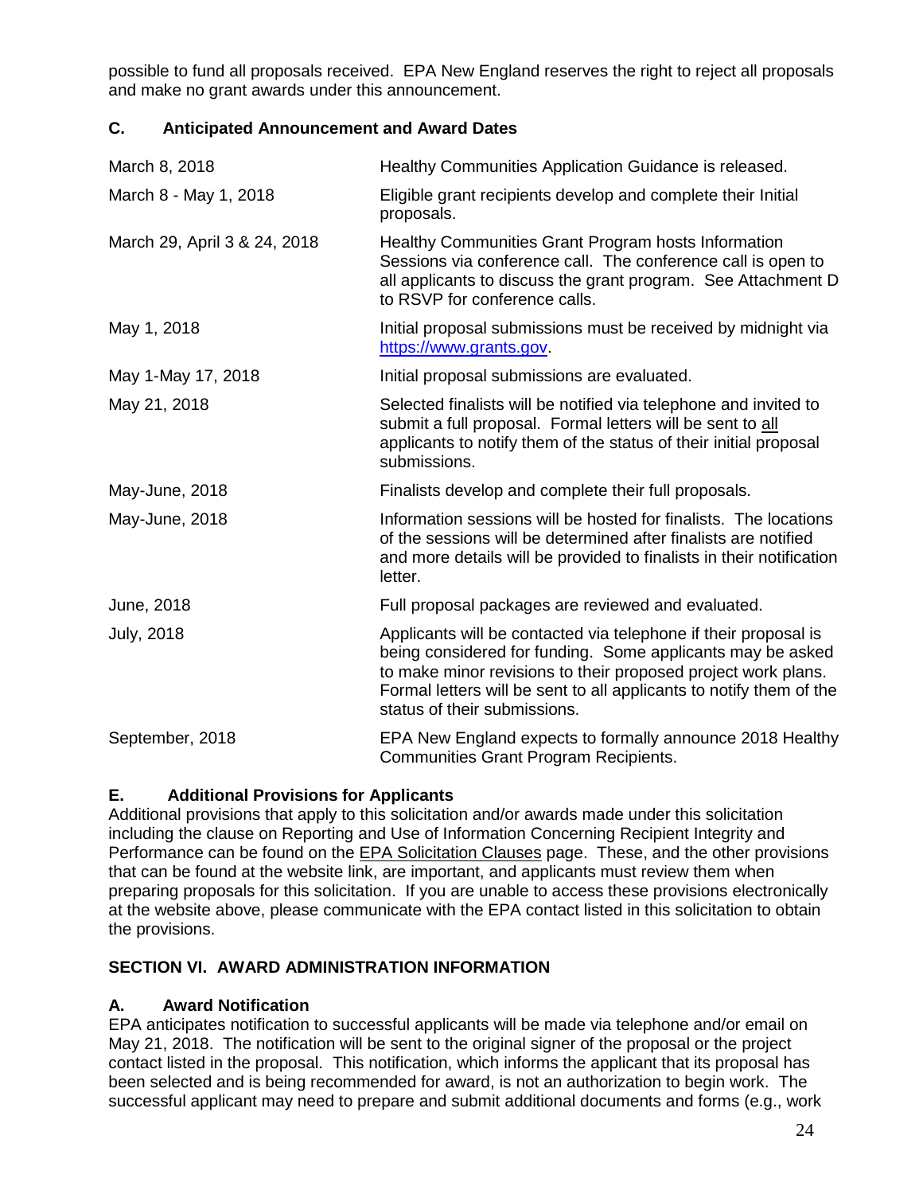possible to fund all proposals received. EPA New England reserves the right to reject all proposals and make no grant awards under this announcement.

### C. Anticipated Announcement and Award Dates

| | |
|---|---|
| March 8, 2018 | Healthy Communities Application Guidance is released. |
| March 8 - May 1, 2018 | Eligible grant recipients develop and complete their Initial proposals. |
| March 29, April 3 & 24, 2018 | Healthy Communities Grant Program hosts Information Sessions via conference call. The conference call is open to all applicants to discuss the grant program. See Attachment D to RSVP for conference calls. |
| May 1, 2018 | Initial proposal submissions must be received by midnight via [https://www.grants.gov](https://www.grants.gov). |
| May 1-May 17, 2018 | Initial proposal submissions are evaluated. |
| May 21, 2018 | Selected finalists will be notified via telephone and invited to submit a full proposal. Formal letters will be sent to all applicants to notify them of the status of their initial proposal submissions. |
| May-June, 2018 | Finalists develop and complete their full proposals. |
| May-June, 2018 | Information sessions will be hosted for finalists. The locations of the sessions will be determined after finalists are notified and more details will be provided to finalists in their notification letter. |
| June, 2018 | Full proposal packages are reviewed and evaluated. |
| July, 2018 | Applicants will be contacted via telephone if their proposal is being considered for funding. Some applicants may be asked to make minor revisions to their proposed project work plans. Formal letters will be sent to all applicants to notify them of the status of their submissions. |
| September, 2018 | EPA New England expects to formally announce 2018 Healthy Communities Grant Program Recipients. |

### E. Additional Provisions for Applicants

Additional provisions that apply to this solicitation and/or awards made under this solicitation including the clause on Reporting and Use of Information Concerning Recipient Integrity and Performance can be found on the EPA Solicitation Clauses page. These, and the other provisions that can be found at the website link, are important, and applicants must review them when preparing proposals for this solicitation. If you are unable to access these provisions electronically at the website above, please communicate with the EPA contact listed in this solicitation to obtain the provisions.

## SECTION VI. AWARD ADMINISTRATION INFORMATION

### A. Award Notification

EPA anticipates notification to successful applicants will be made via telephone and/or email on May 21, 2018. The notification will be sent to the original signer of the proposal or the project contact listed in the proposal. This notification, which informs the applicant that its proposal has been selected and is being recommended for award, is not an authorization to begin work. The successful applicant may need to prepare and submit additional documents and forms (e.g., work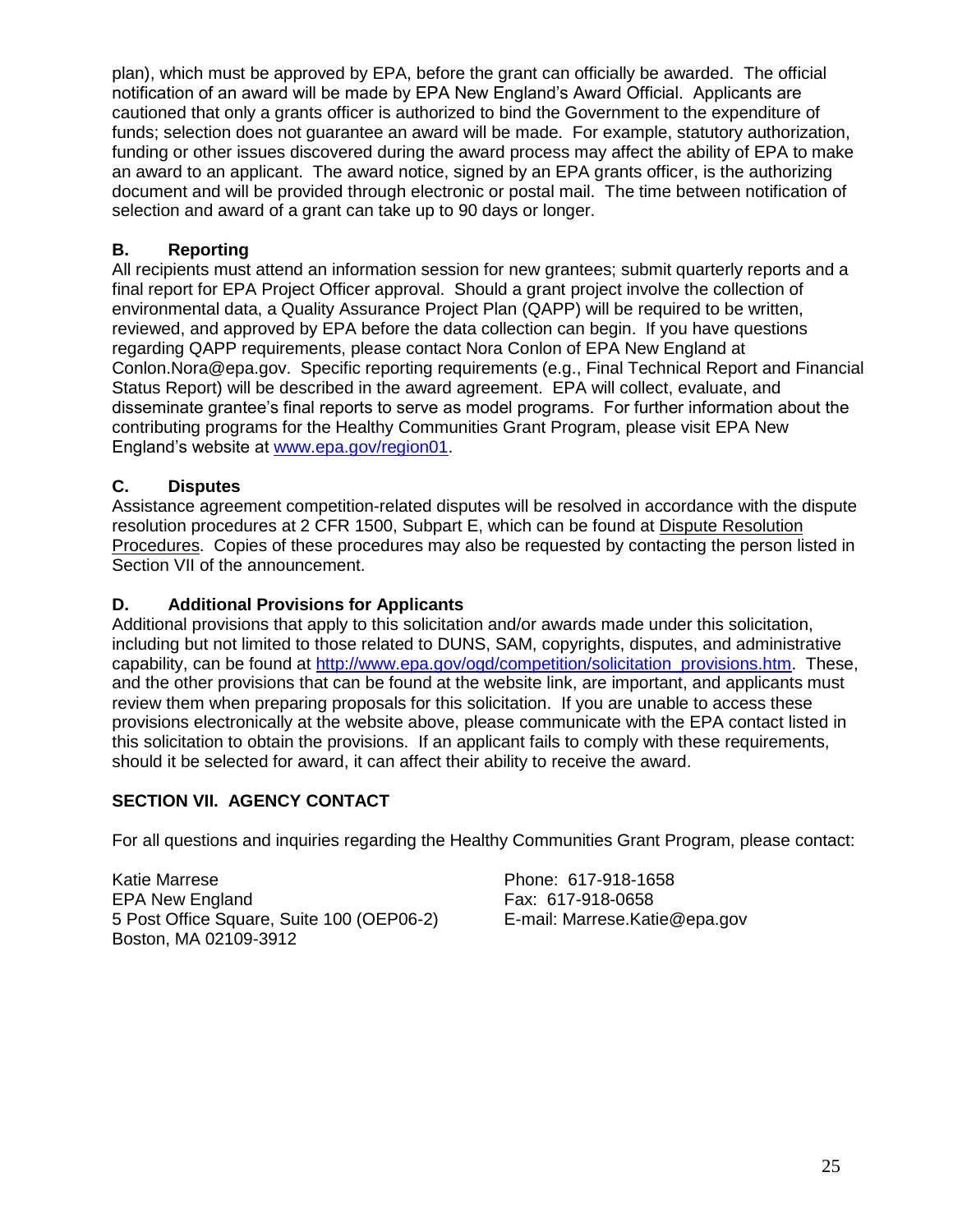plan), which must be approved by EPA, before the grant can officially be awarded. The official notification of an award will be made by EPA New England's Award Official. Applicants are cautioned that only a grants officer is authorized to bind the Government to the expenditure of funds; selection does not guarantee an award will be made. For example, statutory authorization, funding or other issues discovered during the award process may affect the ability of EPA to make an award to an applicant. The award notice, signed by an EPA grants officer, is the authorizing document and will be provided through electronic or postal mail. The time between notification of selection and award of a grant can take up to 90 days or longer.

### B. Reporting

All recipients must attend an information session for new grantees; submit quarterly reports and a final report for EPA Project Officer approval. Should a grant project involve the collection of environmental data, a Quality Assurance Project Plan (QAPP) will be required to be written, reviewed, and approved by EPA before the data collection can begin. If you have questions regarding QAPP requirements, please contact Nora Conlon of EPA New England at Conlon.Nora@epa.gov. Specific reporting requirements (e.g., Final Technical Report and Financial Status Report) will be described in the award agreement. EPA will collect, evaluate, and disseminate grantee's final reports to serve as model programs. For further information about the contributing programs for the Healthy Communities Grant Program, please visit EPA New England's website at [www.epa.gov/region01](www.epa.gov/region01).

### C. Disputes

Assistance agreement competition-related disputes will be resolved in accordance with the dispute resolution procedures at 2 CFR 1500, Subpart E, which can be found at Dispute Resolution Procedures. Copies of these procedures may also be requested by contacting the person listed in Section VII of the announcement.

### D. Additional Provisions for Applicants

Additional provisions that apply to this solicitation and/or awards made under this solicitation, including but not limited to those related to DUNS, SAM, copyrights, disputes, and administrative capability, can be found at [http://www.epa.gov/ogd/competition/solicitation_provisions.htm](http://www.epa.gov/ogd/competition/solicitation_provisions.htm). These, and the other provisions that can be found at the website link, are important, and applicants must review them when preparing proposals for this solicitation. If you are unable to access these provisions electronically at the website above, please communicate with the EPA contact listed in this solicitation to obtain the provisions. If an applicant fails to comply with these requirements, should it be selected for award, it can affect their ability to receive the award.

## SECTION VII. AGENCY CONTACT

For all questions and inquiries regarding the Healthy Communities Grant Program, please contact:

Katie Marrese
EPA New England
5 Post Office Square, Suite 100 (OEP06-2)
Boston, MA 02109-3912

Phone: 617-918-1658
Fax: 617-918-0658
E-mail: Marrese.Katie@epa.gov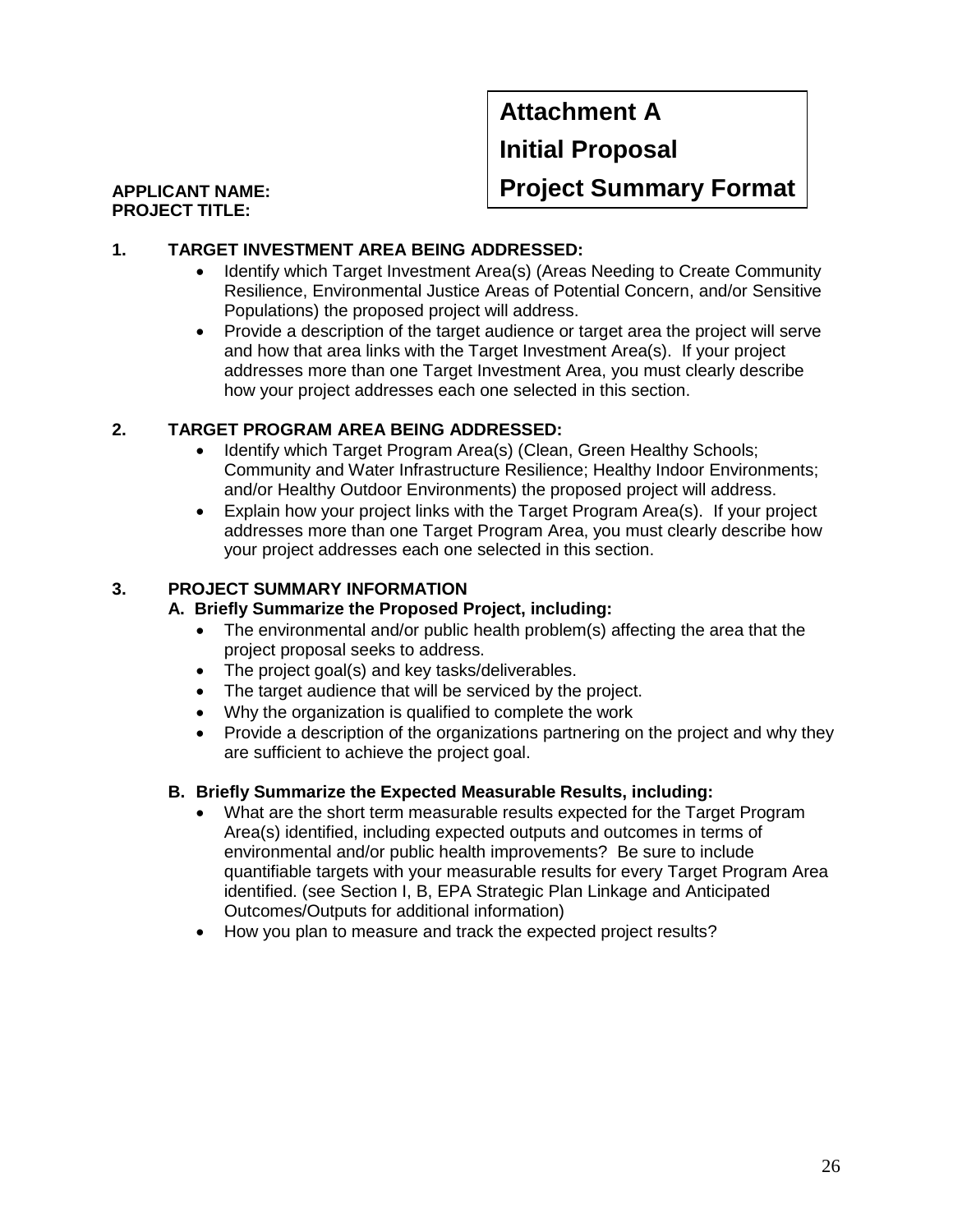# Attachment A
# Initial Proposal
# Project Summary Format

**APPLICANT NAME:**
**PROJECT TITLE:**

**1. TARGET INVESTMENT AREA BEING ADDRESSED:**

- Identify which Target Investment Area(s) (Areas Needing to Create Community Resilience, Environmental Justice Areas of Potential Concern, and/or Sensitive Populations) the proposed project will address.
- Provide a description of the target audience or target area the project will serve and how that area links with the Target Investment Area(s). If your project addresses more than one Target Investment Area, you must clearly describe how your project addresses each one selected in this section.

**2. TARGET PROGRAM AREA BEING ADDRESSED:**

- Identify which Target Program Area(s) (Clean, Green Healthy Schools; Community and Water Infrastructure Resilience; Healthy Indoor Environments; and/or Healthy Outdoor Environments) the proposed project will address.
- Explain how your project links with the Target Program Area(s). If your project addresses more than one Target Program Area, you must clearly describe how your project addresses each one selected in this section.

**3. PROJECT SUMMARY INFORMATION**

**A. Briefly Summarize the Proposed Project, including:**

- The environmental and/or public health problem(s) affecting the area that the project proposal seeks to address.
- The project goal(s) and key tasks/deliverables.
- The target audience that will be serviced by the project.
- Why the organization is qualified to complete the work
- Provide a description of the organizations partnering on the project and why they are sufficient to achieve the project goal.

**B. Briefly Summarize the Expected Measurable Results, including:**

- What are the short term measurable results expected for the Target Program Area(s) identified, including expected outputs and outcomes in terms of environmental and/or public health improvements? Be sure to include quantifiable targets with your measurable results for every Target Program Area identified. (see Section I, B, EPA Strategic Plan Linkage and Anticipated Outcomes/Outputs for additional information)
- How you plan to measure and track the expected project results?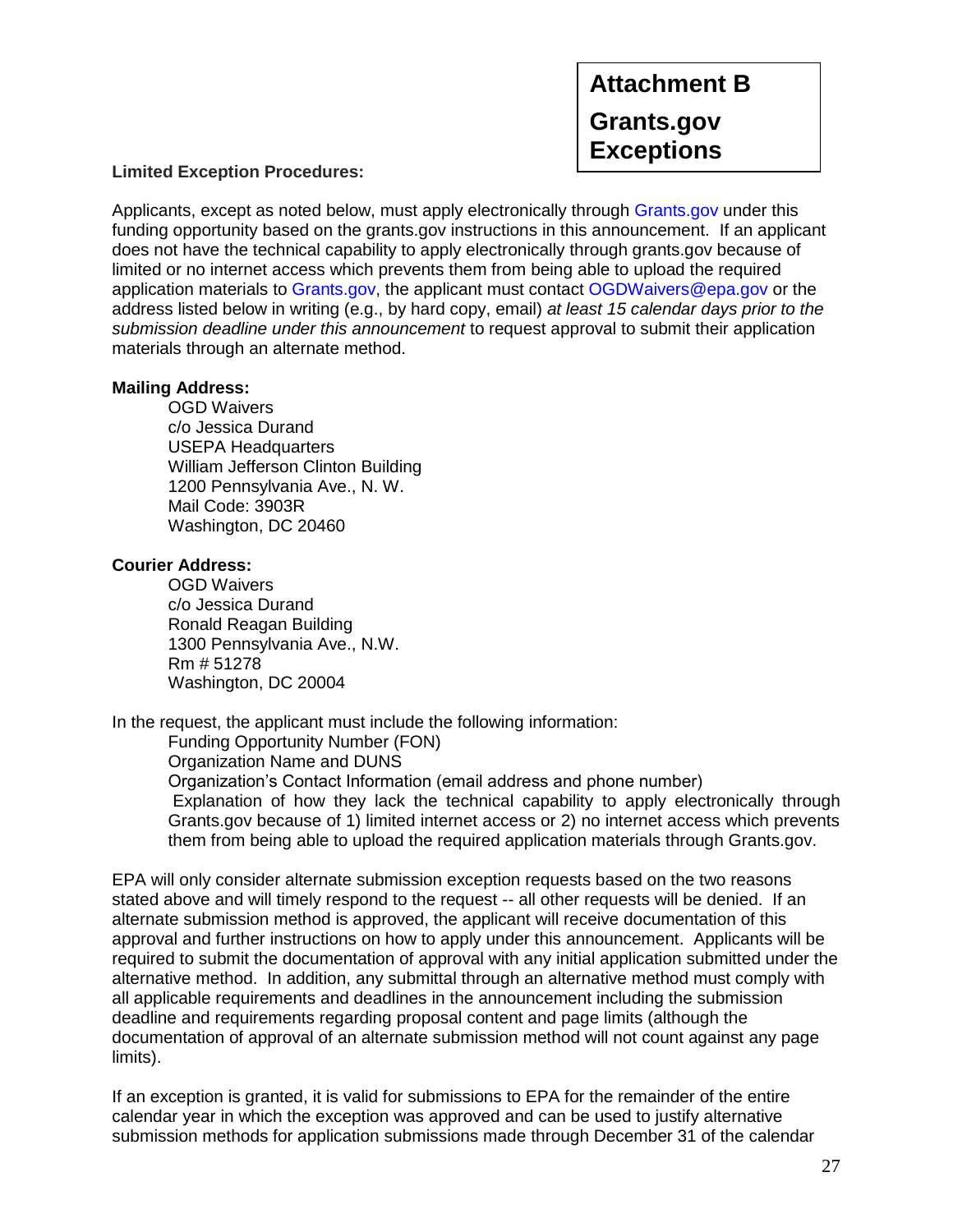# Attachment B

# Grants.gov Exceptions

**Limited Exception Procedures:**

Applicants, except as noted below, must apply electronically through Grants.gov under this funding opportunity based on the grants.gov instructions in this announcement. If an applicant does not have the technical capability to apply electronically through grants.gov because of limited or no internet access which prevents them from being able to upload the required application materials to Grants.gov, the applicant must contact OGDWaivers@epa.gov or the address listed below in writing (e.g., by hard copy, email) *at least 15 calendar days prior to the submission deadline under this announcement* to request approval to submit their application materials through an alternate method.

**Mailing Address:**

OGD Waivers
c/o Jessica Durand
USEPA Headquarters
William Jefferson Clinton Building
1200 Pennsylvania Ave., N. W.
Mail Code: 3903R
Washington, DC 20460

**Courier Address:**

OGD Waivers
c/o Jessica Durand
Ronald Reagan Building
1300 Pennsylvania Ave., N.W.
Rm # 51278
Washington, DC 20004

In the request, the applicant must include the following information:

Funding Opportunity Number (FON)
Organization Name and DUNS
Organization's Contact Information (email address and phone number)
Explanation of how they lack the technical capability to apply electronically through Grants.gov because of 1) limited internet access or 2) no internet access which prevents them from being able to upload the required application materials through Grants.gov.

EPA will only consider alternate submission exception requests based on the two reasons stated above and will timely respond to the request -- all other requests will be denied. If an alternate submission method is approved, the applicant will receive documentation of this approval and further instructions on how to apply under this announcement. Applicants will be required to submit the documentation of approval with any initial application submitted under the alternative method. In addition, any submittal through an alternative method must comply with all applicable requirements and deadlines in the announcement including the submission deadline and requirements regarding proposal content and page limits (although the documentation of approval of an alternate submission method will not count against any page limits).

If an exception is granted, it is valid for submissions to EPA for the remainder of the entire calendar year in which the exception was approved and can be used to justify alternative submission methods for application submissions made through December 31 of the calendar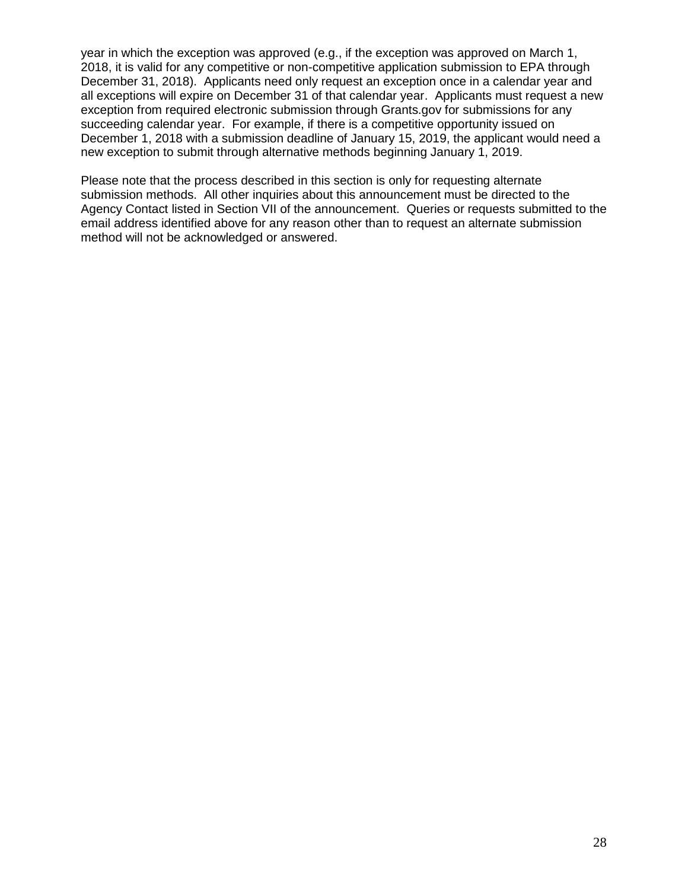year in which the exception was approved (e.g., if the exception was approved on March 1, 2018, it is valid for any competitive or non-competitive application submission to EPA through December 31, 2018). Applicants need only request an exception once in a calendar year and all exceptions will expire on December 31 of that calendar year. Applicants must request a new exception from required electronic submission through Grants.gov for submissions for any succeeding calendar year. For example, if there is a competitive opportunity issued on December 1, 2018 with a submission deadline of January 15, 2019, the applicant would need a new exception to submit through alternative methods beginning January 1, 2019.

Please note that the process described in this section is only for requesting alternate submission methods. All other inquiries about this announcement must be directed to the Agency Contact listed in Section VII of the announcement. Queries or requests submitted to the email address identified above for any reason other than to request an alternate submission method will not be acknowledged or answered.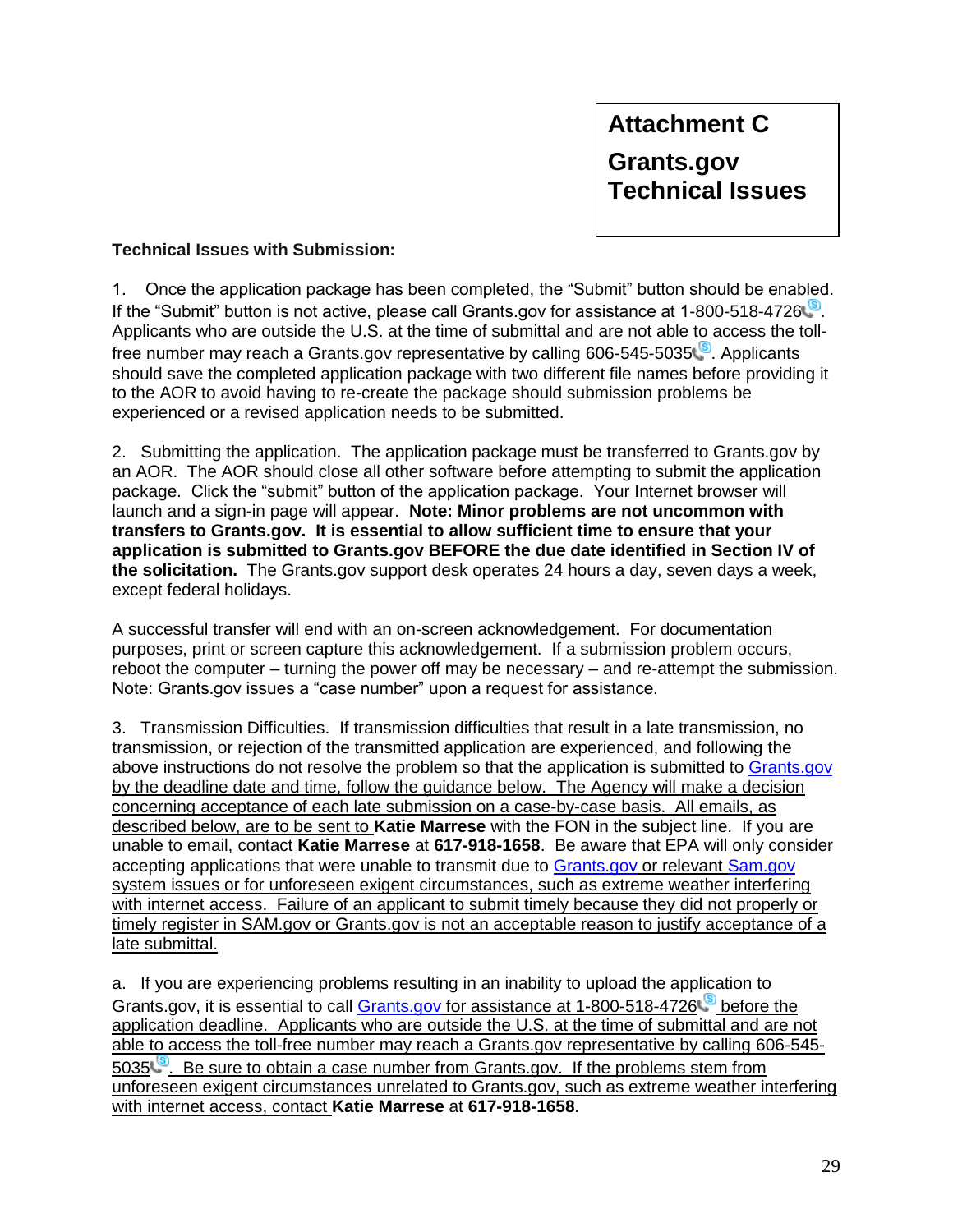# Attachment C

# Grants.gov Technical Issues

**Technical Issues with Submission:**

1. Once the application package has been completed, the "Submit" button should be enabled. If the "Submit" button is not active, please call Grants.gov for assistance at 1-800-518-4726. Applicants who are outside the U.S. at the time of submittal and are not able to access the toll-free number may reach a Grants.gov representative by calling 606-545-5035. Applicants should save the completed application package with two different file names before providing it to the AOR to avoid having to re-create the package should submission problems be experienced or a revised application needs to be submitted.

2. Submitting the application. The application package must be transferred to Grants.gov by an AOR. The AOR should close all other software before attempting to submit the application package. Click the "submit" button of the application package. Your Internet browser will launch and a sign-in page will appear. **Note: Minor problems are not uncommon with transfers to Grants.gov. It is essential to allow sufficient time to ensure that your application is submitted to Grants.gov BEFORE the due date identified in Section IV of the solicitation.** The Grants.gov support desk operates 24 hours a day, seven days a week, except federal holidays.

A successful transfer will end with an on-screen acknowledgement. For documentation purposes, print or screen capture this acknowledgement. If a submission problem occurs, reboot the computer – turning the power off may be necessary – and re-attempt the submission. Note: Grants.gov issues a "case number" upon a request for assistance.

3. Transmission Difficulties. If transmission difficulties that result in a late transmission, no transmission, or rejection of the transmitted application are experienced, and following the above instructions do not resolve the problem so that the application is submitted to Grants.gov by the deadline date and time, follow the guidance below. The Agency will make a decision concerning acceptance of each late submission on a case-by-case basis. All emails, as described below, are to be sent to **Katie Marrese** with the FON in the subject line. If you are unable to email, contact **Katie Marrese** at **617-918-1658**. Be aware that EPA will only consider accepting applications that were unable to transmit due to Grants.gov or relevant Sam.gov system issues or for unforeseen exigent circumstances, such as extreme weather interfering with internet access. Failure of an applicant to submit timely because they did not properly or timely register in SAM.gov or Grants.gov is not an acceptable reason to justify acceptance of a late submittal.

a. If you are experiencing problems resulting in an inability to upload the application to Grants.gov, it is essential to call Grants.gov for assistance at 1-800-518-4726 before the application deadline. Applicants who are outside the U.S. at the time of submittal and are not able to access the toll-free number may reach a Grants.gov representative by calling 606-545-5035. Be sure to obtain a case number from Grants.gov. If the problems stem from unforeseen exigent circumstances unrelated to Grants.gov, such as extreme weather interfering with internet access, contact **Katie Marrese** at **617-918-1658**.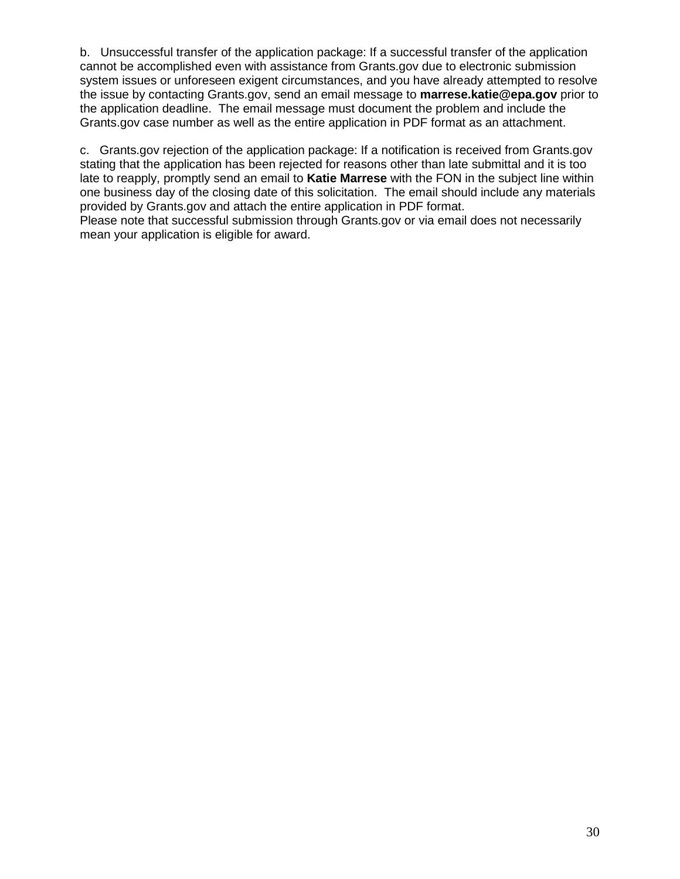b. Unsuccessful transfer of the application package: If a successful transfer of the application cannot be accomplished even with assistance from Grants.gov due to electronic submission system issues or unforeseen exigent circumstances, and you have already attempted to resolve the issue by contacting Grants.gov, send an email message to **marrese.katie@epa.gov** prior to the application deadline. The email message must document the problem and include the Grants.gov case number as well as the entire application in PDF format as an attachment.

c. Grants.gov rejection of the application package: If a notification is received from Grants.gov stating that the application has been rejected for reasons other than late submittal and it is too late to reapply, promptly send an email to **Katie Marrese** with the FON in the subject line within one business day of the closing date of this solicitation. The email should include any materials provided by Grants.gov and attach the entire application in PDF format.
Please note that successful submission through Grants.gov or via email does not necessarily mean your application is eligible for award.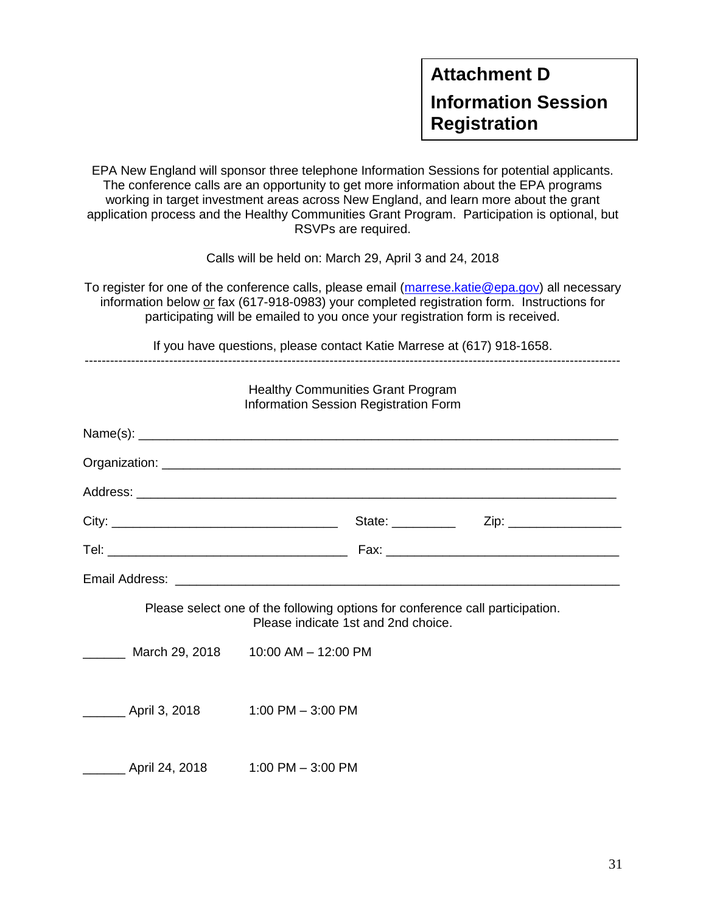# Attachment D

## Information Session Registration

EPA New England will sponsor three telephone Information Sessions for potential applicants. The conference calls are an opportunity to get more information about the EPA programs working in target investment areas across New England, and learn more about the grant application process and the Healthy Communities Grant Program. Participation is optional, but RSVPs are required.

Calls will be held on: March 29, April 3 and 24, 2018

To register for one of the conference calls, please email (marrese.katie@epa.gov) all necessary information below <u>or</u> fax (617-918-0983) your completed registration form. Instructions for participating will be emailed to you once your registration form is received.

If you have questions, please contact Katie Marrese at (617) 918-1658.

---

Healthy Communities Grant Program
Information Session Registration Form

Name(s): ____________________________________________________________

Organization: ________________________________________________________

Address: ____________________________________________________________

City: ________________________________ State: _________ Zip: ________________

Tel: __________________________________ Fax: _________________________________

Email Address: _______________________________________________________

Please select one of the following options for conference call participation.
Please indicate 1st and 2nd choice.

______ March 29, 2018 10:00 AM – 12:00 PM

______ April 3, 2018 1:00 PM – 3:00 PM

______ April 24, 2018 1:00 PM – 3:00 PM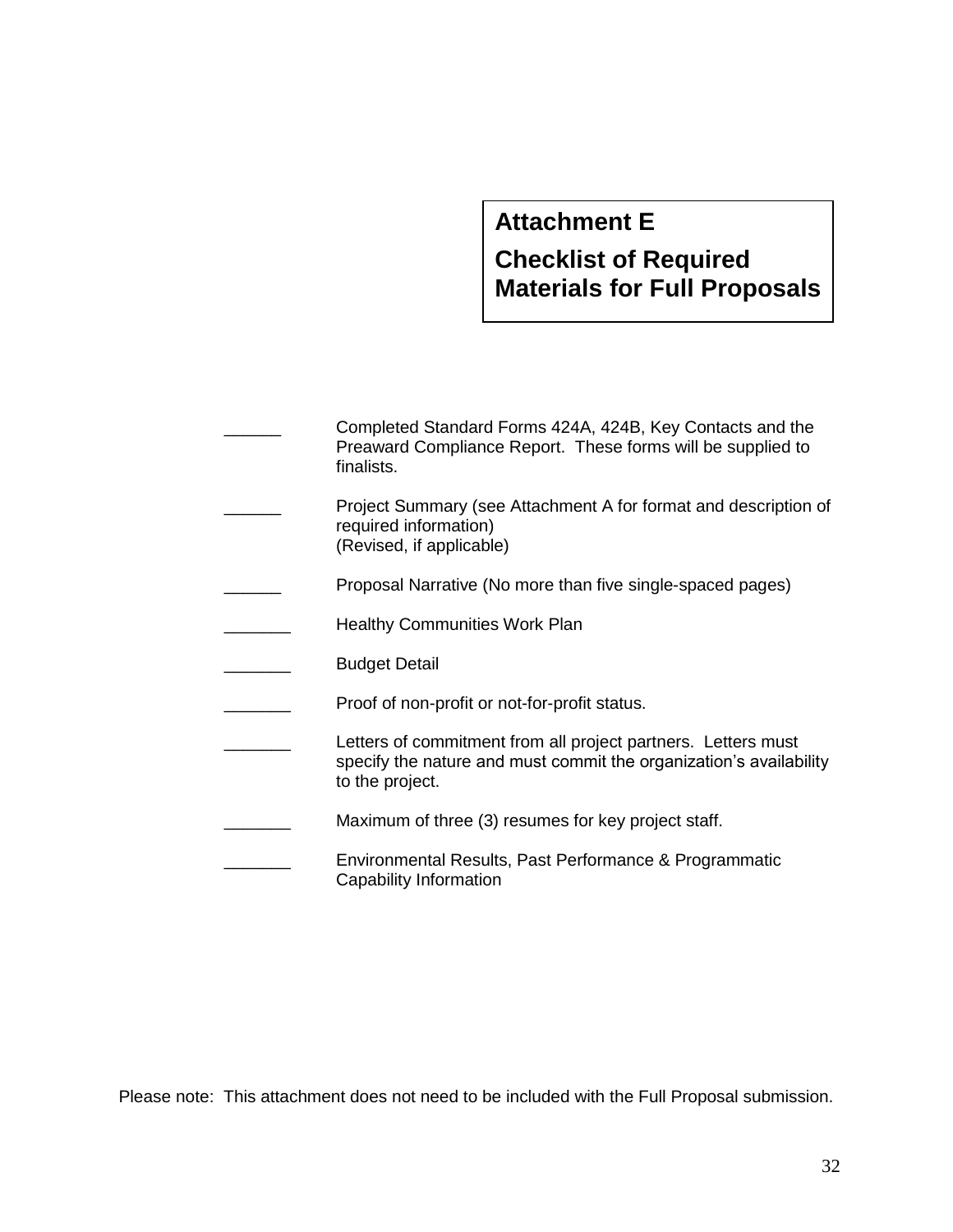# Attachment E

# Checklist of Required Materials for Full Proposals

- ______ Completed Standard Forms 424A, 424B, Key Contacts and the Preaward Compliance Report. These forms will be supplied to finalists.
- ______ Project Summary (see Attachment A for format and description of required information)
  (Revised, if applicable)
- ______ Proposal Narrative (No more than five single-spaced pages)
- _______ Healthy Communities Work Plan
- _______ Budget Detail
- _______ Proof of non-profit or not-for-profit status.
- _______ Letters of commitment from all project partners. Letters must specify the nature and must commit the organization's availability to the project.
- _______ Maximum of three (3) resumes for key project staff.
- _______ Environmental Results, Past Performance & Programmatic Capability Information

Please note: This attachment does not need to be included with the Full Proposal submission.